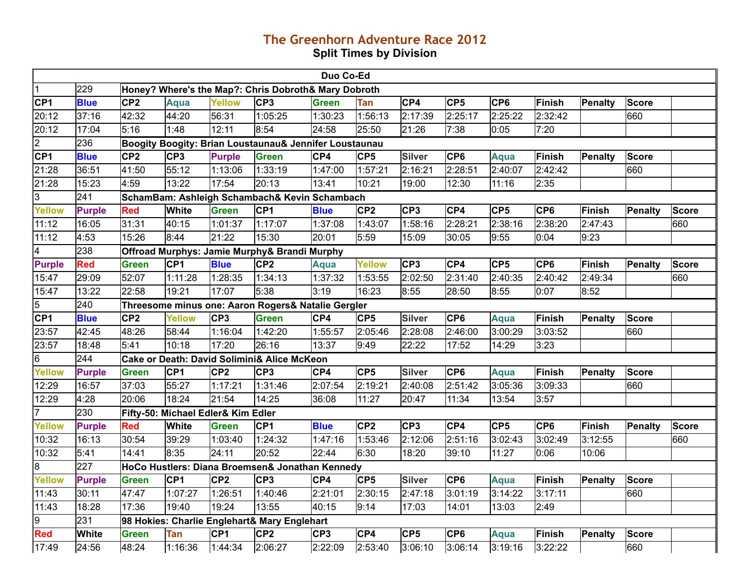# The Greenhorn Adventure Race 2012

## Split Times by Division

| Duo Co-Ed | | | | | | | | | | | | | | |
|---|---|---|---|---|---|---|---|---|---|---|---|---|---|---|
| 1 | 229 | Honey? Where's the Map?: Chris Dobroth& Mary Dobroth | | | | | | | | | | | | |
| CP1 | Blue | CP2 | Aqua | Yellow | CP3 | Green | Tan | CP4 | CP5 | CP6 | Finish | Penalty | Score | |
| 20:12 | 37:16 | 42:32 | 44:20 | 56:31 | 1:05:25 | 1:30:23 | 1:56:13 | 2:17:39 | 2:25:17 | 2:25:22 | 2:32:42 | | 660 | |
| 20:12 | 17:04 | 5:16 | 1:48 | 12:11 | 8:54 | 24:58 | 25:50 | 21:26 | 7:38 | 0:05 | 7:20 | | | |
| 2 | 236 | Boogity Boogity: Brian Loustaunau& Jennifer Loustaunau | | | | | | | | | | | | |
| CP1 | Blue | CP2 | CP3 | Purple | Green | CP4 | CP5 | Silver | CP6 | Aqua | Finish | Penalty | Score | |
| 21:28 | 36:51 | 41:50 | 55:12 | 1:13:06 | 1:33:19 | 1:47:00 | 1:57:21 | 2:16:21 | 2:28:51 | 2:40:07 | 2:42:42 | | 660 | |
| 21:28 | 15:23 | 4:59 | 13:22 | 17:54 | 20:13 | 13:41 | 10:21 | 19:00 | 12:30 | 11:16 | 2:35 | | | |
| 3 | 241 | SchamBam: Ashleigh Schambach& Kevin Schambach | | | | | | | | | | | | |
| Yellow | Purple | Red | White | Green | CP1 | Blue | CP2 | CP3 | CP4 | CP5 | CP6 | Finish | Penalty | Score |
| 11:12 | 16:05 | 31:31 | 40:15 | 1:01:37 | 1:17:07 | 1:37:08 | 1:43:07 | 1:58:16 | 2:28:21 | 2:38:16 | 2:38:20 | 2:47:43 | | 660 |
| 11:12 | 4:53 | 15:26 | 8:44 | 21:22 | 15:30 | 20:01 | 5:59 | 15:09 | 30:05 | 9:55 | 0:04 | 9:23 | | |
| 4 | 238 | Offroad Murphys: Jamie Murphy& Brandi Murphy | | | | | | | | | | | | |
| Purple | Red | Green | CP1 | Blue | CP2 | Aqua | Yellow | CP3 | CP4 | CP5 | CP6 | Finish | Penalty | Score |
| 15:47 | 29:09 | 52:07 | 1:11:28 | 1:28:35 | 1:34:13 | 1:37:32 | 1:53:55 | 2:02:50 | 2:31:40 | 2:40:35 | 2:40:42 | 2:49:34 | | 660 |
| 15:47 | 13:22 | 22:58 | 19:21 | 17:07 | 5:38 | 3:19 | 16:23 | 8:55 | 28:50 | 8:55 | 0:07 | 8:52 | | |
| 5 | 240 | Threesome minus one: Aaron Rogers& Natalie Gergler | | | | | | | | | | | | |
| CP1 | Blue | CP2 | Yellow | CP3 | Green | CP4 | CP5 | Silver | CP6 | Aqua | Finish | Penalty | Score | |
| 23:57 | 42:45 | 48:26 | 58:44 | 1:16:04 | 1:42:20 | 1:55:57 | 2:05:46 | 2:28:08 | 2:46:00 | 3:00:29 | 3:03:52 | | 660 | |
| 23:57 | 18:48 | 5:41 | 10:18 | 17:20 | 26:16 | 13:37 | 9:49 | 22:22 | 17:52 | 14:29 | 3:23 | | | |
| 6 | 244 | Cake or Death: David Solimini& Alice McKeon | | | | | | | | | | | | |
| Yellow | Purple | Green | CP1 | CP2 | CP3 | CP4 | CP5 | Silver | CP6 | Aqua | Finish | Penalty | Score | |
| 12:29 | 16:57 | 37:03 | 55:27 | 1:17:21 | 1:31:46 | 2:07:54 | 2:19:21 | 2:40:08 | 2:51:42 | 3:05:36 | 3:09:33 | | 660 | |
| 12:29 | 4:28 | 20:06 | 18:24 | 21:54 | 14:25 | 36:08 | 11:27 | 20:47 | 11:34 | 13:54 | 3:57 | | | |
| 7 | 230 | Fifty-50: Michael Edler& Kim Edler | | | | | | | | | | | | |
| Yellow | Purple | Red | White | Green | CP1 | Blue | CP2 | CP3 | CP4 | CP5 | CP6 | Finish | Penalty | Score |
| 10:32 | 16:13 | 30:54 | 39:29 | 1:03:40 | 1:24:32 | 1:47:16 | 1:53:46 | 2:12:06 | 2:51:16 | 3:02:43 | 3:02:49 | 3:12:55 | | 660 |
| 10:32 | 5:41 | 14:41 | 8:35 | 24:11 | 20:52 | 22:44 | 6:30 | 18:20 | 39:10 | 11:27 | 0:06 | 10:06 | | |
| 8 | 227 | HoCo Hustlers: Diana Broemsen& Jonathan Kennedy | | | | | | | | | | | | |
| Yellow | Purple | Green | CP1 | CP2 | CP3 | CP4 | CP5 | Silver | CP6 | Aqua | Finish | Penalty | Score | |
| 11:43 | 30:11 | 47:47 | 1:07:27 | 1:26:51 | 1:40:46 | 2:21:01 | 2:30:15 | 2:47:18 | 3:01:19 | 3:14:22 | 3:17:11 | | 660 | |
| 11:43 | 18:28 | 17:36 | 19:40 | 19:24 | 13:55 | 40:15 | 9:14 | 17:03 | 14:01 | 13:03 | 2:49 | | | |
| 9 | 231 | 98 Hokies: Charlie Englehart& Mary Englehart | | | | | | | | | | | | |
| Red | White | Green | Tan | CP1 | CP2 | CP3 | CP4 | CP5 | CP6 | Aqua | Finish | Penalty | Score | |
| 17:49 | 24:56 | 48:24 | 1:16:36 | 1:44:34 | 2:06:27 | 2:22:09 | 2:53:40 | 3:06:10 | 3:06:14 | 3:19:16 | 3:22:22 | | 660 | |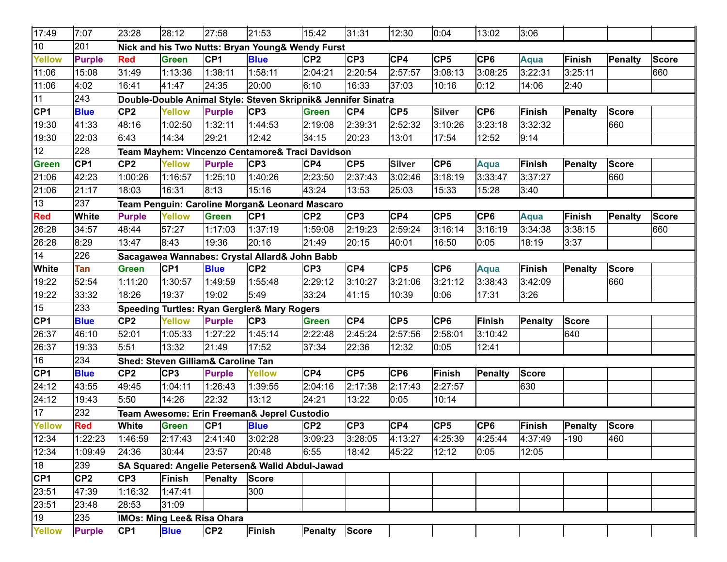| | | | | | | | | | | | | | | |
|---|---|---|---|---|---|---|---|---|---|---|---|---|---|---|
| 17:49 | 7:07 | 23:28 | 28:12 | 27:58 | 21:53 | 15:42 | 31:31 | 12:30 | 0:04 | 13:02 | 3:06 | | | |
| 10 | 201 | **Nick and his Two Nutts: Bryan Young& Wendy Furst** | | | | | | | | | | | | |
| **Yellow** | **Purple** | **Red** | **Green** | **CP1** | **Blue** | **CP2** | **CP3** | **CP4** | **CP5** | **CP6** | **Aqua** | **Finish** | **Penalty** | **Score** |
| 11:06 | 15:08 | 31:49 | 1:13:36 | 1:38:11 | 1:58:11 | 2:04:21 | 2:20:54 | 2:57:57 | 3:08:13 | 3:08:25 | 3:22:31 | 3:25:11 | | 660 |
| 11:06 | 4:02 | 16:41 | 41:47 | 24:35 | 20:00 | 6:10 | 16:33 | 37:03 | 10:16 | 0:12 | 14:06 | 2:40 | | |
| 11 | 243 | **Double-Double Animal Style: Steven Skripnik& Jennifer Sinatra** | | | | | | | | | | | | |
| **CP1** | **Blue** | **CP2** | **Yellow** | **Purple** | **CP3** | **Green** | **CP4** | **CP5** | **Silver** | **CP6** | **Finish** | **Penalty** | **Score** | |
| 19:30 | 41:33 | 48:16 | 1:02:50 | 1:32:11 | 1:44:53 | 2:19:08 | 2:39:31 | 2:52:32 | 3:10:26 | 3:23:18 | 3:32:32 | | 660 | |
| 19:30 | 22:03 | 6:43 | 14:34 | 29:21 | 12:42 | 34:15 | 20:23 | 13:01 | 17:54 | 12:52 | 9:14 | | | |
| 12 | 228 | **Team Mayhem: Vincenzo Centamore& Traci Davidson** | | | | | | | | | | | | |
| **Green** | **CP1** | **CP2** | **Yellow** | **Purple** | **CP3** | **CP4** | **CP5** | **Silver** | **CP6** | **Aqua** | **Finish** | **Penalty** | **Score** | |
| 21:06 | 42:23 | 1:00:26 | 1:16:57 | 1:25:10 | 1:40:26 | 2:23:50 | 2:37:43 | 3:02:46 | 3:18:19 | 3:33:47 | 3:37:27 | | 660 | |
| 21:06 | 21:17 | 18:03 | 16:31 | 8:13 | 15:16 | 43:24 | 13:53 | 25:03 | 15:33 | 15:28 | 3:40 | | | |
| 13 | 237 | **Team Penguin: Caroline Morgan& Leonard Mascaro** | | | | | | | | | | | | |
| **Red** | **White** | **Purple** | **Yellow** | **Green** | **CP1** | **CP2** | **CP3** | **CP4** | **CP5** | **CP6** | **Aqua** | **Finish** | **Penalty** | **Score** |
| 26:28 | 34:57 | 48:44 | 57:27 | 1:17:03 | 1:37:19 | 1:59:08 | 2:19:23 | 2:59:24 | 3:16:14 | 3:16:19 | 3:34:38 | 3:38:15 | | 660 |
| 26:28 | 8:29 | 13:47 | 8:43 | 19:36 | 20:16 | 21:49 | 20:15 | 40:01 | 16:50 | 0:05 | 18:19 | 3:37 | | |
| 14 | 226 | **Sacagawea Wannabes: Crystal Allard& John Babb** | | | | | | | | | | | | |
| **White** | **Tan** | **Green** | **CP1** | **Blue** | **CP2** | **CP3** | **CP4** | **CP5** | **CP6** | **Aqua** | **Finish** | **Penalty** | **Score** | |
| 19:22 | 52:54 | 1:11:20 | 1:30:57 | 1:49:59 | 1:55:48 | 2:29:12 | 3:10:27 | 3:21:06 | 3:21:12 | 3:38:43 | 3:42:09 | | 660 | |
| 19:22 | 33:32 | 18:26 | 19:37 | 19:02 | 5:49 | 33:24 | 41:15 | 10:39 | 0:06 | 17:31 | 3:26 | | | |
| 15 | 233 | **Speeding Turtles: Ryan Gergler& Mary Rogers** | | | | | | | | | | | | |
| **CP1** | **Blue** | **CP2** | **Yellow** | **Purple** | **CP3** | **Green** | **CP4** | **CP5** | **CP6** | **Finish** | **Penalty** | **Score** | | |
| 26:37 | 46:10 | 52:01 | 1:05:33 | 1:27:22 | 1:45:14 | 2:22:48 | 2:45:24 | 2:57:56 | 2:58:01 | 3:10:42 | | 640 | | |
| 26:37 | 19:33 | 5:51 | 13:32 | 21:49 | 17:52 | 37:34 | 22:36 | 12:32 | 0:05 | 12:41 | | | | |
| 16 | 234 | **Shed: Steven Gilliam& Caroline Tan** | | | | | | | | | | | | |
| **CP1** | **Blue** | **CP2** | **CP3** | **Purple** | **Yellow** | **CP4** | **CP5** | **CP6** | **Finish** | **Penalty** | **Score** | | | |
| 24:12 | 43:55 | 49:45 | 1:04:11 | 1:26:43 | 1:39:55 | 2:04:16 | 2:17:38 | 2:17:43 | 2:27:57 | | 630 | | | |
| 24:12 | 19:43 | 5:50 | 14:26 | 22:32 | 13:12 | 24:21 | 13:22 | 0:05 | 10:14 | | | | | |
| 17 | 232 | **Team Awesome: Erin Freeman& Jeprel Custodio** | | | | | | | | | | | | |
| **Yellow** | **Red** | **White** | **Green** | **CP1** | **Blue** | **CP2** | **CP3** | **CP4** | **CP5** | **CP6** | **Finish** | **Penalty** | **Score** | |
| 12:34 | 1:22:23 | 1:46:59 | 2:17:43 | 2:41:40 | 3:02:28 | 3:09:23 | 3:28:05 | 4:13:27 | 4:25:39 | 4:25:44 | 4:37:49 | -190 | 460 | |
| 12:34 | 1:09:49 | 24:36 | 30:44 | 23:57 | 20:48 | 6:55 | 18:42 | 45:22 | 12:12 | 0:05 | 12:05 | | | |
| 18 | 239 | **SA Squared: Angelie Petersen& Walid Abdul-Jawad** | | | | | | | | | | | | |
| **CP1** | **CP2** | **CP3** | **Finish** | **Penalty** | **Score** | | | | | | | | | |
| 23:51 | 47:39 | 1:16:32 | 1:47:41 | | 300 | | | | | | | | | |
| 23:51 | 23:48 | 28:53 | 31:09 | | | | | | | | | | | |
| 19 | 235 | **IMOs: Ming Lee& Risa Ohara** | | | | | | | | | | | | |
| **Yellow** | **Purple** | **CP1** | **Blue** | **CP2** | **Finish** | **Penalty** | **Score** | | | | | | | |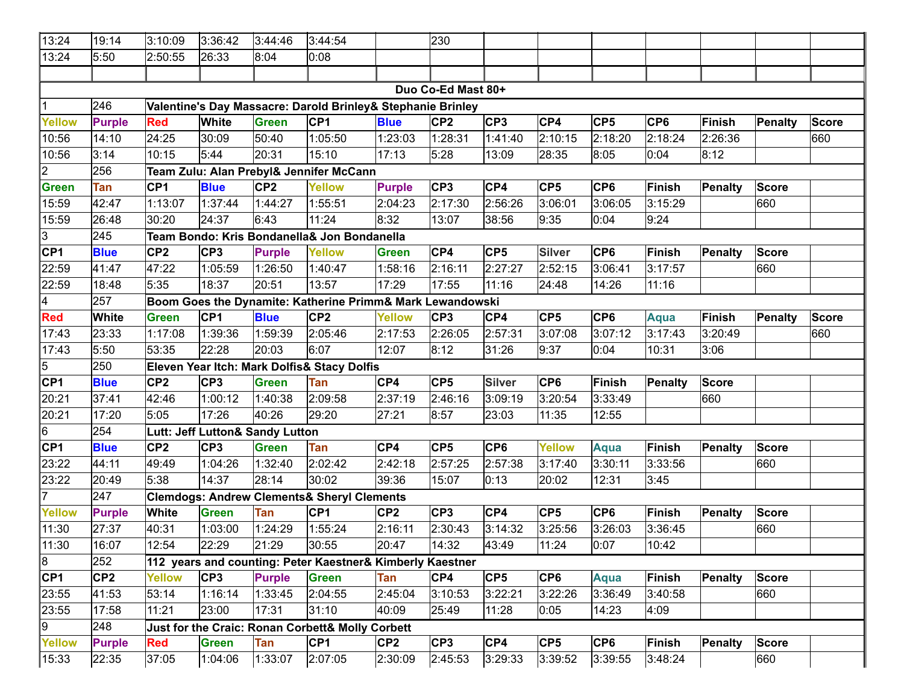| | | | | | | | | | | | | | | |
|---|---|---|---|---|---|---|---|---|---|---|---|---|---|---|
| 13:24 | 19:14 | 3:10:09 | 3:36:42 | 3:44:46 | 3:44:54 | | 230 | | | | | | | |
| 13:24 | 5:50 | 2:50:55 | 26:33 | 8:04 | 0:08 | | | | | | | | | |
| | | | | | | | | | | | | | | |
| **Duo Co-Ed Mast 80+** | | | | | | | | | | | | | | |
| 1 | 246 | **Valentine's Day Massacre: Darold Brinley& Stephanie Brinley** | | | | | | | | | | | | |
| **Yellow** | **Purple** | **Red** | **White** | **Green** | **CP1** | **Blue** | **CP2** | **CP3** | **CP4** | **CP5** | **CP6** | **Finish** | **Penalty** | **Score** |
| 10:56 | 14:10 | 24:25 | 30:09 | 50:40 | 1:05:50 | 1:23:03 | 1:28:31 | 1:41:40 | 2:10:15 | 2:18:20 | 2:18:24 | 2:26:36 | | 660 |
| 10:56 | 3:14 | 10:15 | 5:44 | 20:31 | 15:10 | 17:13 | 5:28 | 13:09 | 28:35 | 8:05 | 0:04 | 8:12 | | |
| 2 | 256 | **Team Zulu: Alan Prebyl& Jennifer McCann** | | | | | | | | | | | | |
| **Green** | **Tan** | **CP1** | **Blue** | **CP2** | **Yellow** | **Purple** | **CP3** | **CP4** | **CP5** | **CP6** | **Finish** | **Penalty** | **Score** | |
| 15:59 | 42:47 | 1:13:07 | 1:37:44 | 1:44:27 | 1:55:51 | 2:04:23 | 2:17:30 | 2:56:26 | 3:06:01 | 3:06:05 | 3:15:29 | | 660 | |
| 15:59 | 26:48 | 30:20 | 24:37 | 6:43 | 11:24 | 8:32 | 13:07 | 38:56 | 9:35 | 0:04 | 9:24 | | | |
| 3 | 245 | **Team Bondo: Kris Bondanella& Jon Bondanella** | | | | | | | | | | | | |
| **CP1** | **Blue** | **CP2** | **CP3** | **Purple** | **Yellow** | **Green** | **CP4** | **CP5** | **Silver** | **CP6** | **Finish** | **Penalty** | **Score** | |
| 22:59 | 41:47 | 47:22 | 1:05:59 | 1:26:50 | 1:40:47 | 1:58:16 | 2:16:11 | 2:27:27 | 2:52:15 | 3:06:41 | 3:17:57 | | 660 | |
| 22:59 | 18:48 | 5:35 | 18:37 | 20:51 | 13:57 | 17:29 | 17:55 | 11:16 | 24:48 | 14:26 | 11:16 | | | |
| 4 | 257 | **Boom Goes the Dynamite: Katherine Primm& Mark Lewandowski** | | | | | | | | | | | | |
| **Red** | **White** | **Green** | **CP1** | **Blue** | **CP2** | **Yellow** | **CP3** | **CP4** | **CP5** | **CP6** | **Aqua** | **Finish** | **Penalty** | **Score** |
| 17:43 | 23:33 | 1:17:08 | 1:39:36 | 1:59:39 | 2:05:46 | 2:17:53 | 2:26:05 | 2:57:31 | 3:07:08 | 3:07:12 | 3:17:43 | 3:20:49 | | 660 |
| 17:43 | 5:50 | 53:35 | 22:28 | 20:03 | 6:07 | 12:07 | 8:12 | 31:26 | 9:37 | 0:04 | 10:31 | 3:06 | | |
| 5 | 250 | **Eleven Year Itch: Mark Dolfis& Stacy Dolfis** | | | | | | | | | | | | |
| **CP1** | **Blue** | **CP2** | **CP3** | **Green** | **Tan** | **CP4** | **CP5** | **Silver** | **CP6** | **Finish** | **Penalty** | **Score** | | |
| 20:21 | 37:41 | 42:46 | 1:00:12 | 1:40:38 | 2:09:58 | 2:37:19 | 2:46:16 | 3:09:19 | 3:20:54 | 3:33:49 | | 660 | | |
| 20:21 | 17:20 | 5:05 | 17:26 | 40:26 | 29:20 | 27:21 | 8:57 | 23:03 | 11:35 | 12:55 | | | | |
| 6 | 254 | **Lutt: Jeff Lutton& Sandy Lutton** | | | | | | | | | | | | |
| **CP1** | **Blue** | **CP2** | **CP3** | **Green** | **Tan** | **CP4** | **CP5** | **CP6** | **Yellow** | **Aqua** | **Finish** | **Penalty** | **Score** | |
| 23:22 | 44:11 | 49:49 | 1:04:26 | 1:32:40 | 2:02:42 | 2:42:18 | 2:57:25 | 2:57:38 | 3:17:40 | 3:30:11 | 3:33:56 | | 660 | |
| 23:22 | 20:49 | 5:38 | 14:37 | 28:14 | 30:02 | 39:36 | 15:07 | 0:13 | 20:02 | 12:31 | 3:45 | | | |
| 7 | 247 | **Clemdogs: Andrew Clements& Sheryl Clements** | | | | | | | | | | | | |
| **Yellow** | **Purple** | **White** | **Green** | **Tan** | **CP1** | **CP2** | **CP3** | **CP4** | **CP5** | **CP6** | **Finish** | **Penalty** | **Score** | |
| 11:30 | 27:37 | 40:31 | 1:03:00 | 1:24:29 | 1:55:24 | 2:16:11 | 2:30:43 | 3:14:32 | 3:25:56 | 3:26:03 | 3:36:45 | | 660 | |
| 11:30 | 16:07 | 12:54 | 22:29 | 21:29 | 30:55 | 20:47 | 14:32 | 43:49 | 11:24 | 0:07 | 10:42 | | | |
| 8 | 252 | **112 years and counting: Peter Kaestner& Kimberly Kaestner** | | | | | | | | | | | | |
| **CP1** | **CP2** | **Yellow** | **CP3** | **Purple** | **Green** | **Tan** | **CP4** | **CP5** | **CP6** | **Aqua** | **Finish** | **Penalty** | **Score** | |
| 23:55 | 41:53 | 53:14 | 1:16:14 | 1:33:45 | 2:04:55 | 2:45:04 | 3:10:53 | 3:22:21 | 3:22:26 | 3:36:49 | 3:40:58 | | 660 | |
| 23:55 | 17:58 | 11:21 | 23:00 | 17:31 | 31:10 | 40:09 | 25:49 | 11:28 | 0:05 | 14:23 | 4:09 | | | |
| 9 | 248 | **Just for the Craic: Ronan Corbett& Molly Corbett** | | | | | | | | | | | | |
| **Yellow** | **Purple** | **Red** | **Green** | **Tan** | **CP1** | **CP2** | **CP3** | **CP4** | **CP5** | **CP6** | **Finish** | **Penalty** | **Score** | |
| 15:33 | 22:35 | 37:05 | 1:04:06 | 1:33:07 | 2:07:05 | 2:30:09 | 2:45:53 | 3:29:33 | 3:39:52 | 3:39:55 | 3:48:24 | | 660 | |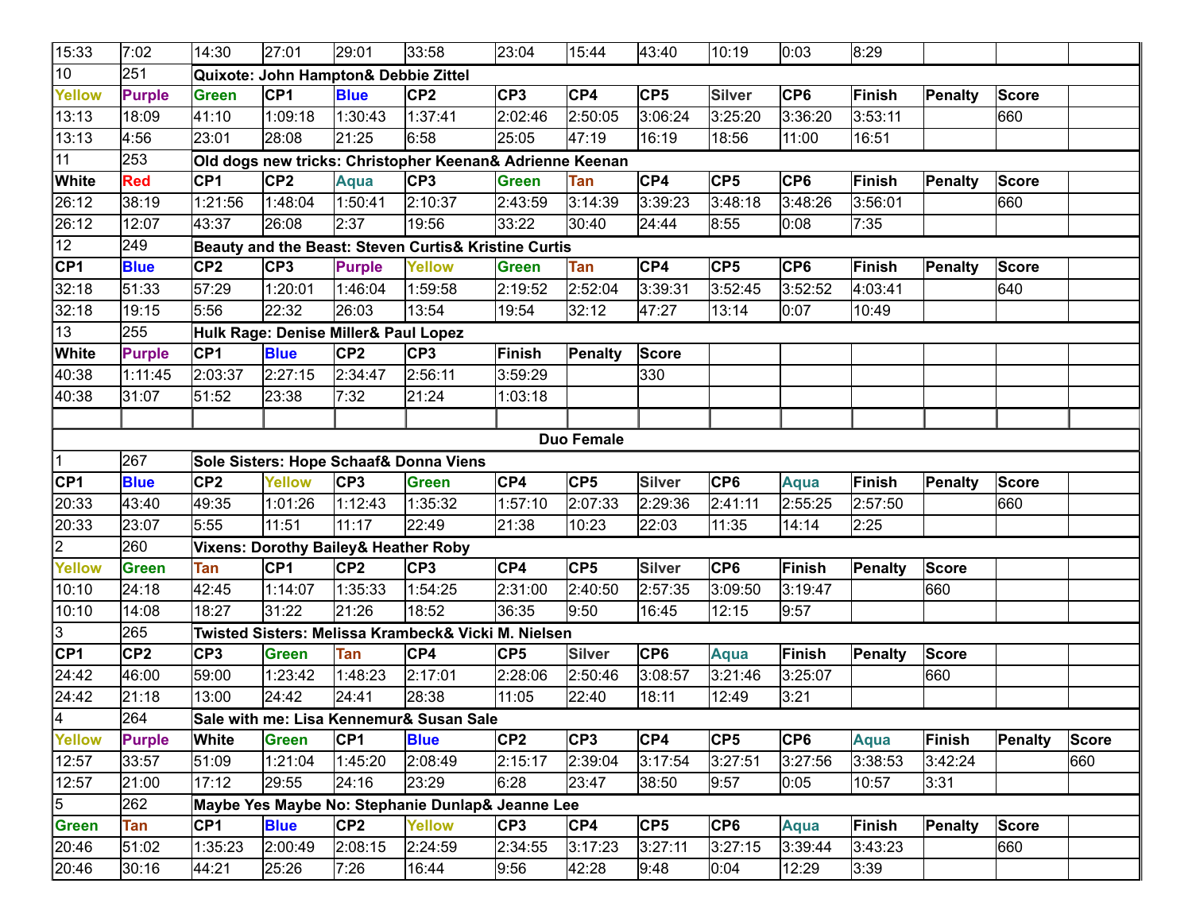| | | | | | | | | | | | | | | |
|---|---|---|---|---|---|---|---|---|---|---|---|---|---|---|
| 15:33 | 7:02 | 14:30 | 27:01 | 29:01 | 33:58 | 23:04 | 15:44 | 43:40 | 10:19 | 0:03 | 8:29 | | | |
| 10 | 251 | **Quixote: John Hampton& Debbie Zittel** | | | | | | | | | | | | |
| **Yellow** | **Purple** | **Green** | **CP1** | **Blue** | **CP2** | **CP3** | **CP4** | **CP5** | **Silver** | **CP6** | **Finish** | **Penalty** | **Score** | |
| 13:13 | 18:09 | 41:10 | 1:09:18 | 1:30:43 | 1:37:41 | 2:02:46 | 2:50:05 | 3:06:24 | 3:25:20 | 3:36:20 | 3:53:11 | | 660 | |
| 13:13 | 4:56 | 23:01 | 28:08 | 21:25 | 6:58 | 25:05 | 47:19 | 16:19 | 18:56 | 11:00 | 16:51 | | | |
| 11 | 253 | **Old dogs new tricks: Christopher Keenan& Adrienne Keenan** | | | | | | | | | | | | |
| **White** | **Red** | **CP1** | **CP2** | **Aqua** | **CP3** | **Green** | **Tan** | **CP4** | **CP5** | **CP6** | **Finish** | **Penalty** | **Score** | |
| 26:12 | 38:19 | 1:21:56 | 1:48:04 | 1:50:41 | 2:10:37 | 2:43:59 | 3:14:39 | 3:39:23 | 3:48:18 | 3:48:26 | 3:56:01 | | 660 | |
| 26:12 | 12:07 | 43:37 | 26:08 | 2:37 | 19:56 | 33:22 | 30:40 | 24:44 | 8:55 | 0:08 | 7:35 | | | |
| 12 | 249 | **Beauty and the Beast: Steven Curtis& Kristine Curtis** | | | | | | | | | | | | |
| **CP1** | **Blue** | **CP2** | **CP3** | **Purple** | **Yellow** | **Green** | **Tan** | **CP4** | **CP5** | **CP6** | **Finish** | **Penalty** | **Score** | |
| 32:18 | 51:33 | 57:29 | 1:20:01 | 1:46:04 | 1:59:58 | 2:19:52 | 2:52:04 | 3:39:31 | 3:52:45 | 3:52:52 | 4:03:41 | | 640 | |
| 32:18 | 19:15 | 5:56 | 22:32 | 26:03 | 13:54 | 19:54 | 32:12 | 47:27 | 13:14 | 0:07 | 10:49 | | | |
| 13 | 255 | **Hulk Rage: Denise Miller& Paul Lopez** | | | | | | | | | | | | |
| **White** | **Purple** | **CP1** | **Blue** | **CP2** | **CP3** | **Finish** | **Penalty** | **Score** | | | | | | |
| 40:38 | 1:11:45 | 2:03:37 | 2:27:15 | 2:34:47 | 2:56:11 | 3:59:29 | | 330 | | | | | | |
| 40:38 | 31:07 | 51:52 | 23:38 | 7:32 | 21:24 | 1:03:18 | | | | | | | | |
| | | | | | | | | | | | | | | |
| **Duo Female** | | | | | | | | | | | | | | |
| 1 | 267 | **Sole Sisters: Hope Schaaf& Donna Viens** | | | | | | | | | | | | |
| **CP1** | **Blue** | **CP2** | **Yellow** | **CP3** | **Green** | **CP4** | **CP5** | **Silver** | **CP6** | **Aqua** | **Finish** | **Penalty** | **Score** | |
| 20:33 | 43:40 | 49:35 | 1:01:26 | 1:12:43 | 1:35:32 | 1:57:10 | 2:07:33 | 2:29:36 | 2:41:11 | 2:55:25 | 2:57:50 | | 660 | |
| 20:33 | 23:07 | 5:55 | 11:51 | 11:17 | 22:49 | 21:38 | 10:23 | 22:03 | 11:35 | 14:14 | 2:25 | | | |
| 2 | 260 | **Vixens: Dorothy Bailey& Heather Roby** | | | | | | | | | | | | |
| **Yellow** | **Green** | **Tan** | **CP1** | **CP2** | **CP3** | **CP4** | **CP5** | **Silver** | **CP6** | **Finish** | **Penalty** | **Score** | | |
| 10:10 | 24:18 | 42:45 | 1:14:07 | 1:35:33 | 1:54:25 | 2:31:00 | 2:40:50 | 2:57:35 | 3:09:50 | 3:19:47 | | 660 | | |
| 10:10 | 14:08 | 18:27 | 31:22 | 21:26 | 18:52 | 36:35 | 9:50 | 16:45 | 12:15 | 9:57 | | | | |
| 3 | 265 | **Twisted Sisters: Melissa Krambeck& Vicki M. Nielsen** | | | | | | | | | | | | |
| **CP1** | **CP2** | **CP3** | **Green** | **Tan** | **CP4** | **CP5** | **Silver** | **CP6** | **Aqua** | **Finish** | **Penalty** | **Score** | | |
| 24:42 | 46:00 | 59:00 | 1:23:42 | 1:48:23 | 2:17:01 | 2:28:06 | 2:50:46 | 3:08:57 | 3:21:46 | 3:25:07 | | 660 | | |
| 24:42 | 21:18 | 13:00 | 24:42 | 24:41 | 28:38 | 11:05 | 22:40 | 18:11 | 12:49 | 3:21 | | | | |
| 4 | 264 | **Sale with me: Lisa Kennemur& Susan Sale** | | | | | | | | | | | | |
| **Yellow** | **Purple** | **White** | **Green** | **CP1** | **Blue** | **CP2** | **CP3** | **CP4** | **CP5** | **CP6** | **Aqua** | **Finish** | **Penalty** | **Score** |
| 12:57 | 33:57 | 51:09 | 1:21:04 | 1:45:20 | 2:08:49 | 2:15:17 | 2:39:04 | 3:17:54 | 3:27:51 | 3:27:56 | 3:38:53 | 3:42:24 | | 660 |
| 12:57 | 21:00 | 17:12 | 29:55 | 24:16 | 23:29 | 6:28 | 23:47 | 38:50 | 9:57 | 0:05 | 10:57 | 3:31 | | |
| 5 | 262 | **Maybe Yes Maybe No: Stephanie Dunlap& Jeanne Lee** | | | | | | | | | | | | |
| **Green** | **Tan** | **CP1** | **Blue** | **CP2** | **Yellow** | **CP3** | **CP4** | **CP5** | **CP6** | **Aqua** | **Finish** | **Penalty** | **Score** | |
| 20:46 | 51:02 | 1:35:23 | 2:00:49 | 2:08:15 | 2:24:59 | 2:34:55 | 3:17:23 | 3:27:11 | 3:27:15 | 3:39:44 | 3:43:23 | | 660 | |
| 20:46 | 30:16 | 44:21 | 25:26 | 7:26 | 16:44 | 9:56 | 42:28 | 9:48 | 0:04 | 12:29 | 3:39 | | | |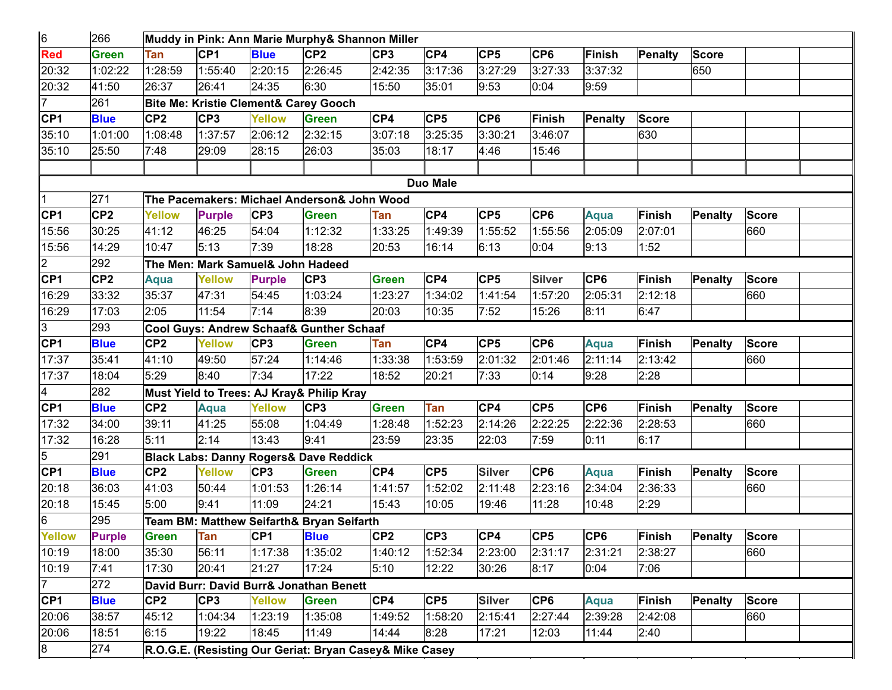| | | | | | | | | | | | | | | |
|---|---|---|---|---|---|---|---|---|---|---|---|---|---|---|
| 6 | 266 | **Muddy in Pink: Ann Marie Murphy& Shannon Miller** | | | | | | | | | | | | |
| **Red** | **Green** | **Tan** | **CP1** | **Blue** | **CP2** | **CP3** | **CP4** | **CP5** | **CP6** | **Finish** | **Penalty** | **Score** | | |
| 20:32 | 1:02:22 | 1:28:59 | 1:55:40 | 2:20:15 | 2:26:45 | 2:42:35 | 3:17:36 | 3:27:29 | 3:27:33 | 3:37:32 | | 650 | | |
| 20:32 | 41:50 | 26:37 | 26:41 | 24:35 | 6:30 | 15:50 | 35:01 | 9:53 | 0:04 | 9:59 | | | | |
| 7 | 261 | **Bite Me: Kristie Clement& Carey Gooch** | | | | | | | | | | | | |
| **CP1** | **Blue** | **CP2** | **CP3** | **Yellow** | **Green** | **CP4** | **CP5** | **CP6** | **Finish** | **Penalty** | **Score** | | | |
| 35:10 | 1:01:00 | 1:08:48 | 1:37:57 | 2:06:12 | 2:32:15 | 3:07:18 | 3:25:35 | 3:30:21 | 3:46:07 | | 630 | | | |
| 35:10 | 25:50 | 7:48 | 29:09 | 28:15 | 26:03 | 35:03 | 18:17 | 4:46 | 15:46 | | | | | |
| | | | | | | | | | | | | | | |
| | | | | | | | **Duo Male** | | | | | | | |
| 1 | 271 | **The Pacemakers: Michael Anderson& John Wood** | | | | | | | | | | | | |
| **CP1** | **CP2** | **Yellow** | **Purple** | **CP3** | **Green** | **Tan** | **CP4** | **CP5** | **CP6** | **Aqua** | **Finish** | **Penalty** | **Score** | |
| 15:56 | 30:25 | 41:12 | 46:25 | 54:04 | 1:12:32 | 1:33:25 | 1:49:39 | 1:55:52 | 1:55:56 | 2:05:09 | 2:07:01 | | 660 | |
| 15:56 | 14:29 | 10:47 | 5:13 | 7:39 | 18:28 | 20:53 | 16:14 | 6:13 | 0:04 | 9:13 | 1:52 | | | |
| 2 | 292 | **The Men: Mark Samuel& John Hadeed** | | | | | | | | | | | | |
| **CP1** | **CP2** | **Aqua** | **Yellow** | **Purple** | **CP3** | **Green** | **CP4** | **CP5** | **Silver** | **CP6** | **Finish** | **Penalty** | **Score** | |
| 16:29 | 33:32 | 35:37 | 47:31 | 54:45 | 1:03:24 | 1:23:27 | 1:34:02 | 1:41:54 | 1:57:20 | 2:05:31 | 2:12:18 | | 660 | |
| 16:29 | 17:03 | 2:05 | 11:54 | 7:14 | 8:39 | 20:03 | 10:35 | 7:52 | 15:26 | 8:11 | 6:47 | | | |
| 3 | 293 | **Cool Guys: Andrew Schaaf& Gunther Schaaf** | | | | | | | | | | | | |
| **CP1** | **Blue** | **CP2** | **Yellow** | **CP3** | **Green** | **Tan** | **CP4** | **CP5** | **CP6** | **Aqua** | **Finish** | **Penalty** | **Score** | |
| 17:37 | 35:41 | 41:10 | 49:50 | 57:24 | 1:14:46 | 1:33:38 | 1:53:59 | 2:01:32 | 2:01:46 | 2:11:14 | 2:13:42 | | 660 | |
| 17:37 | 18:04 | 5:29 | 8:40 | 7:34 | 17:22 | 18:52 | 20:21 | 7:33 | 0:14 | 9:28 | 2:28 | | | |
| 4 | 282 | **Must Yield to Trees: AJ Kray& Philip Kray** | | | | | | | | | | | | |
| **CP1** | **Blue** | **CP2** | **Aqua** | **Yellow** | **CP3** | **Green** | **Tan** | **CP4** | **CP5** | **CP6** | **Finish** | **Penalty** | **Score** | |
| 17:32 | 34:00 | 39:11 | 41:25 | 55:08 | 1:04:49 | 1:28:48 | 1:52:23 | 2:14:26 | 2:22:25 | 2:22:36 | 2:28:53 | | 660 | |
| 17:32 | 16:28 | 5:11 | 2:14 | 13:43 | 9:41 | 23:59 | 23:35 | 22:03 | 7:59 | 0:11 | 6:17 | | | |
| 5 | 291 | **Black Labs: Danny Rogers& Dave Reddick** | | | | | | | | | | | | |
| **CP1** | **Blue** | **CP2** | **Yellow** | **CP3** | **Green** | **CP4** | **CP5** | **Silver** | **CP6** | **Aqua** | **Finish** | **Penalty** | **Score** | |
| 20:18 | 36:03 | 41:03 | 50:44 | 1:01:53 | 1:26:14 | 1:41:57 | 1:52:02 | 2:11:48 | 2:23:16 | 2:34:04 | 2:36:33 | | 660 | |
| 20:18 | 15:45 | 5:00 | 9:41 | 11:09 | 24:21 | 15:43 | 10:05 | 19:46 | 11:28 | 10:48 | 2:29 | | | |
| 6 | 295 | **Team BM: Matthew Seifarth& Bryan Seifarth** | | | | | | | | | | | | |
| **Yellow** | **Purple** | **Green** | **Tan** | **CP1** | **Blue** | **CP2** | **CP3** | **CP4** | **CP5** | **CP6** | **Finish** | **Penalty** | **Score** | |
| 10:19 | 18:00 | 35:30 | 56:11 | 1:17:38 | 1:35:02 | 1:40:12 | 1:52:34 | 2:23:00 | 2:31:17 | 2:31:21 | 2:38:27 | | 660 | |
| 10:19 | 7:41 | 17:30 | 20:41 | 21:27 | 17:24 | 5:10 | 12:22 | 30:26 | 8:17 | 0:04 | 7:06 | | | |
| 7 | 272 | **David Burr: David Burr& Jonathan Benett** | | | | | | | | | | | | |
| **CP1** | **Blue** | **CP2** | **CP3** | **Yellow** | **Green** | **CP4** | **CP5** | **Silver** | **CP6** | **Aqua** | **Finish** | **Penalty** | **Score** | |
| 20:06 | 38:57 | 45:12 | 1:04:34 | 1:23:19 | 1:35:08 | 1:49:52 | 1:58:20 | 2:15:41 | 2:27:44 | 2:39:28 | 2:42:08 | | 660 | |
| 20:06 | 18:51 | 6:15 | 19:22 | 18:45 | 11:49 | 14:44 | 8:28 | 17:21 | 12:03 | 11:44 | 2:40 | | | |
| 8 | 274 | **R.O.G.E. (Resisting Our Geriat: Bryan Casey& Mike Casey** | | | | | | | | | | | | |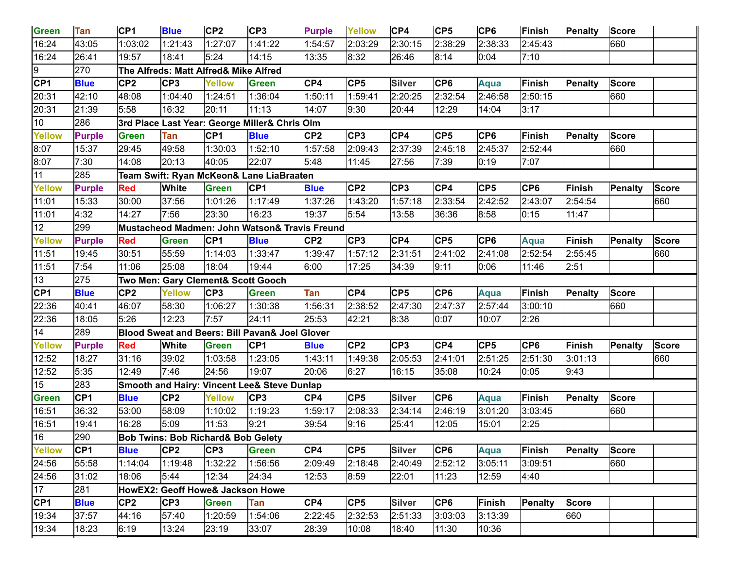| Green | Tan | CP1 | Blue | CP2 | CP3 | Purple | Yellow | CP4 | CP5 | CP6 | Finish | Penalty | Score | |
|---|---|---|---|---|---|---|---|---|---|---|---|---|---|---|
| 16:24 | 43:05 | 1:03:02 | 1:21:43 | 1:27:07 | 1:41:22 | 1:54:57 | 2:03:29 | 2:30:15 | 2:38:29 | 2:38:33 | 2:45:43 | | 660 | |
| 16:24 | 26:41 | 19:57 | 18:41 | 5:24 | 14:15 | 13:35 | 8:32 | 26:46 | 8:14 | 0:04 | 7:10 | | | |
| 9 | 270 | **The Alfreds: Matt Alfred& Mike Alfred** | | | | | | | | | | | | |
| **CP1** | **Blue** | **CP2** | **CP3** | **Yellow** | **Green** | **CP4** | **CP5** | **Silver** | **CP6** | **Aqua** | **Finish** | **Penalty** | **Score** | |
| 20:31 | 42:10 | 48:08 | 1:04:40 | 1:24:51 | 1:36:04 | 1:50:11 | 1:59:41 | 2:20:25 | 2:32:54 | 2:46:58 | 2:50:15 | | 660 | |
| 20:31 | 21:39 | 5:58 | 16:32 | 20:11 | 11:13 | 14:07 | 9:30 | 20:44 | 12:29 | 14:04 | 3:17 | | | |
| 10 | 286 | **3rd Place Last Year: George Miller& Chris Olm** | | | | | | | | | | | | |
| **Yellow** | **Purple** | **Green** | **Tan** | **CP1** | **Blue** | **CP2** | **CP3** | **CP4** | **CP5** | **CP6** | **Finish** | **Penalty** | **Score** | |
| 8:07 | 15:37 | 29:45 | 49:58 | 1:30:03 | 1:52:10 | 1:57:58 | 2:09:43 | 2:37:39 | 2:45:18 | 2:45:37 | 2:52:44 | | 660 | |
| 8:07 | 7:30 | 14:08 | 20:13 | 40:05 | 22:07 | 5:48 | 11:45 | 27:56 | 7:39 | 0:19 | 7:07 | | | |
| 11 | 285 | **Team Swift: Ryan McKeon& Lane LiaBraaten** | | | | | | | | | | | | |
| **Yellow** | **Purple** | **Red** | **White** | **Green** | **CP1** | **Blue** | **CP2** | **CP3** | **CP4** | **CP5** | **CP6** | **Finish** | **Penalty** | **Score** |
| 11:01 | 15:33 | 30:00 | 37:56 | 1:01:26 | 1:17:49 | 1:37:26 | 1:43:20 | 1:57:18 | 2:33:54 | 2:42:52 | 2:43:07 | 2:54:54 | | 660 |
| 11:01 | 4:32 | 14:27 | 7:56 | 23:30 | 16:23 | 19:37 | 5:54 | 13:58 | 36:36 | 8:58 | 0:15 | 11:47 | | |
| 12 | 299 | **Mustacheod Madmen: John Watson& Travis Freund** | | | | | | | | | | | | |
| **Yellow** | **Purple** | **Red** | **Green** | **CP1** | **Blue** | **CP2** | **CP3** | **CP4** | **CP5** | **CP6** | **Aqua** | **Finish** | **Penalty** | **Score** |
| 11:51 | 19:45 | 30:51 | 55:59 | 1:14:03 | 1:33:47 | 1:39:47 | 1:57:12 | 2:31:51 | 2:41:02 | 2:41:08 | 2:52:54 | 2:55:45 | | 660 |
| 11:51 | 7:54 | 11:06 | 25:08 | 18:04 | 19:44 | 6:00 | 17:25 | 34:39 | 9:11 | 0:06 | 11:46 | 2:51 | | |
| 13 | 275 | **Two Men: Gary Clement& Scott Gooch** | | | | | | | | | | | | |
| **CP1** | **Blue** | **CP2** | **Yellow** | **CP3** | **Green** | **Tan** | **CP4** | **CP5** | **CP6** | **Aqua** | **Finish** | **Penalty** | **Score** | |
| 22:36 | 40:41 | 46:07 | 58:30 | 1:06:27 | 1:30:38 | 1:56:31 | 2:38:52 | 2:47:30 | 2:47:37 | 2:57:44 | 3:00:10 | | 660 | |
| 22:36 | 18:05 | 5:26 | 12:23 | 7:57 | 24:11 | 25:53 | 42:21 | 8:38 | 0:07 | 10:07 | 2:26 | | | |
| 14 | 289 | **Blood Sweat and Beers: Bill Pavan& Joel Glover** | | | | | | | | | | | | |
| **Yellow** | **Purple** | **Red** | **White** | **Green** | **CP1** | **Blue** | **CP2** | **CP3** | **CP4** | **CP5** | **CP6** | **Finish** | **Penalty** | **Score** |
| 12:52 | 18:27 | 31:16 | 39:02 | 1:03:58 | 1:23:05 | 1:43:11 | 1:49:38 | 2:05:53 | 2:41:01 | 2:51:25 | 2:51:30 | 3:01:13 | | 660 |
| 12:52 | 5:35 | 12:49 | 7:46 | 24:56 | 19:07 | 20:06 | 6:27 | 16:15 | 35:08 | 10:24 | 0:05 | 9:43 | | |
| 15 | 283 | **Smooth and Hairy: Vincent Lee& Steve Dunlap** | | | | | | | | | | | | |
| **Green** | **CP1** | **Blue** | **CP2** | **Yellow** | **CP3** | **CP4** | **CP5** | **Silver** | **CP6** | **Aqua** | **Finish** | **Penalty** | **Score** | |
| 16:51 | 36:32 | 53:00 | 58:09 | 1:10:02 | 1:19:23 | 1:59:17 | 2:08:33 | 2:34:14 | 2:46:19 | 3:01:20 | 3:03:45 | | 660 | |
| 16:51 | 19:41 | 16:28 | 5:09 | 11:53 | 9:21 | 39:54 | 9:16 | 25:41 | 12:05 | 15:01 | 2:25 | | | |
| 16 | 290 | **Bob Twins: Bob Richard& Bob Gelety** | | | | | | | | | | | | |
| **Yellow** | **CP1** | **Blue** | **CP2** | **CP3** | **Green** | **CP4** | **CP5** | **Silver** | **CP6** | **Aqua** | **Finish** | **Penalty** | **Score** | |
| 24:56 | 55:58 | 1:14:04 | 1:19:48 | 1:32:22 | 1:56:56 | 2:09:49 | 2:18:48 | 2:40:49 | 2:52:12 | 3:05:11 | 3:09:51 | | 660 | |
| 24:56 | 31:02 | 18:06 | 5:44 | 12:34 | 24:34 | 12:53 | 8:59 | 22:01 | 11:23 | 12:59 | 4:40 | | | |
| 17 | 281 | **HowEX2: Geoff Howe& Jackson Howe** | | | | | | | | | | | | |
| **CP1** | **Blue** | **CP2** | **CP3** | **Green** | **Tan** | **CP4** | **CP5** | **Silver** | **CP6** | **Finish** | **Penalty** | **Score** | | |
| 19:34 | 37:57 | 44:16 | 57:40 | 1:20:59 | 1:54:06 | 2:22:45 | 2:32:53 | 2:51:33 | 3:03:03 | 3:13:39 | | 660 | | |
| 19:34 | 18:23 | 6:19 | 13:24 | 23:19 | 33:07 | 28:39 | 10:08 | 18:40 | 11:30 | 10:36 | | | | |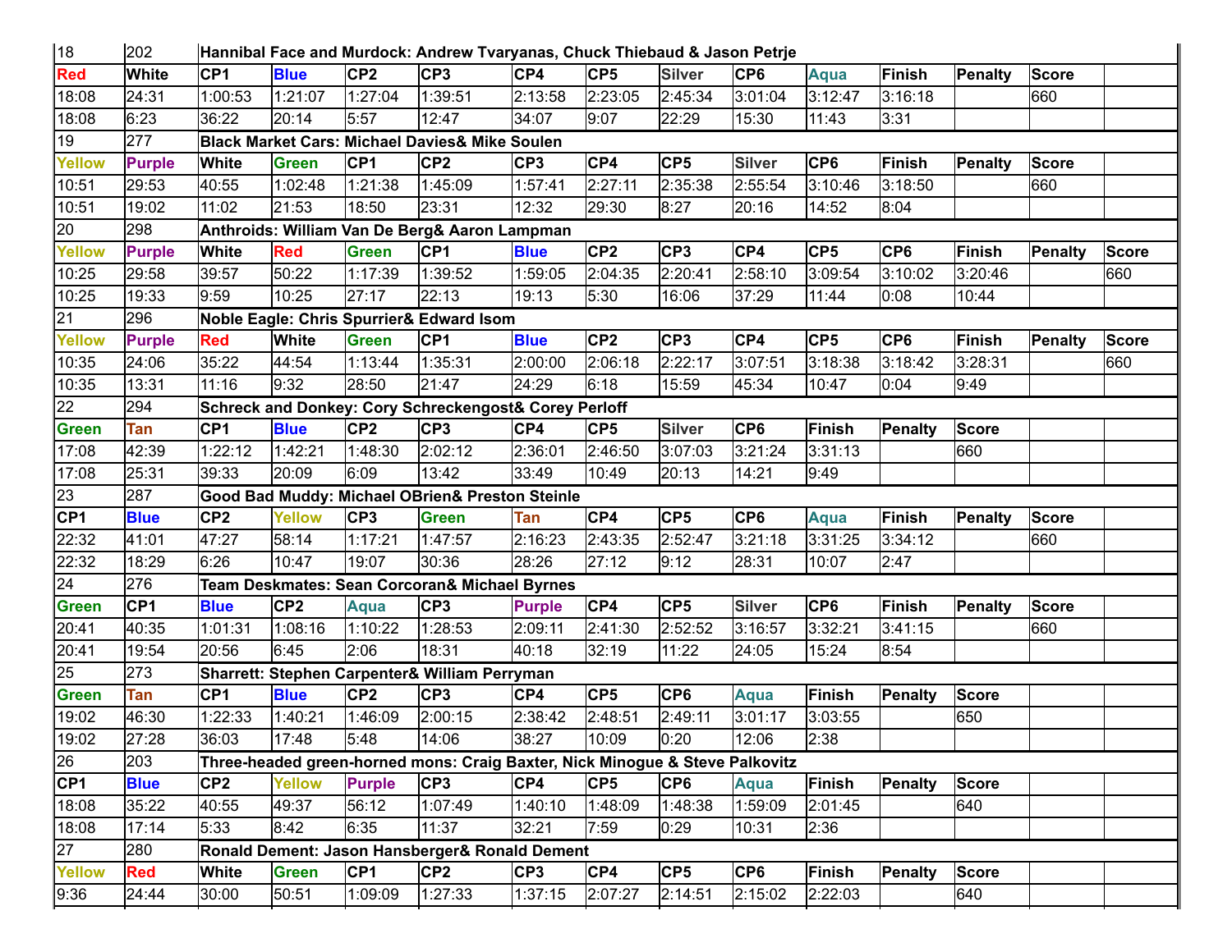| | | | | | | | | | | | | | | |
|---|---|---|---|---|---|---|---|---|---|---|---|---|---|---|
| 18 | 202 | **Hannibal Face and Murdock: Andrew Tvaryanas, Chuck Thiebaud & Jason Petrje** | | | | | | | | | | | | |
| **Red** | **White** | **CP1** | **Blue** | **CP2** | **CP3** | **CP4** | **CP5** | **Silver** | **CP6** | **Aqua** | **Finish** | **Penalty** | **Score** | |
| 18:08 | 24:31 | 1:00:53 | 1:21:07 | 1:27:04 | 1:39:51 | 2:13:58 | 2:23:05 | 2:45:34 | 3:01:04 | 3:12:47 | 3:16:18 | | 660 | |
| 18:08 | 6:23 | 36:22 | 20:14 | 5:57 | 12:47 | 34:07 | 9:07 | 22:29 | 15:30 | 11:43 | 3:31 | | | |
| 19 | 277 | **Black Market Cars: Michael Davies& Mike Soulen** | | | | | | | | | | | | |
| **Yellow** | **Purple** | **White** | **Green** | **CP1** | **CP2** | **CP3** | **CP4** | **CP5** | **Silver** | **CP6** | **Finish** | **Penalty** | **Score** | |
| 10:51 | 29:53 | 40:55 | 1:02:48 | 1:21:38 | 1:45:09 | 1:57:41 | 2:27:11 | 2:35:38 | 2:55:54 | 3:10:46 | 3:18:50 | | 660 | |
| 10:51 | 19:02 | 11:02 | 21:53 | 18:50 | 23:31 | 12:32 | 29:30 | 8:27 | 20:16 | 14:52 | 8:04 | | | |
| 20 | 298 | **Anthroids: William Van De Berg& Aaron Lampman** | | | | | | | | | | | | |
| **Yellow** | **Purple** | **White** | **Red** | **Green** | **CP1** | **Blue** | **CP2** | **CP3** | **CP4** | **CP5** | **CP6** | **Finish** | **Penalty** | **Score** |
| 10:25 | 29:58 | 39:57 | 50:22 | 1:17:39 | 1:39:52 | 1:59:05 | 2:04:35 | 2:20:41 | 2:58:10 | 3:09:54 | 3:10:02 | 3:20:46 | | 660 |
| 10:25 | 19:33 | 9:59 | 10:25 | 27:17 | 22:13 | 19:13 | 5:30 | 16:06 | 37:29 | 11:44 | 0:08 | 10:44 | | |
| 21 | 296 | **Noble Eagle: Chris Spurrier& Edward Isom** | | | | | | | | | | | | |
| **Yellow** | **Purple** | **Red** | **White** | **Green** | **CP1** | **Blue** | **CP2** | **CP3** | **CP4** | **CP5** | **CP6** | **Finish** | **Penalty** | **Score** |
| 10:35 | 24:06 | 35:22 | 44:54 | 1:13:44 | 1:35:31 | 2:00:00 | 2:06:18 | 2:22:17 | 3:07:51 | 3:18:38 | 3:18:42 | 3:28:31 | | 660 |
| 10:35 | 13:31 | 11:16 | 9:32 | 28:50 | 21:47 | 24:29 | 6:18 | 15:59 | 45:34 | 10:47 | 0:04 | 9:49 | | |
| 22 | 294 | **Schreck and Donkey: Cory Schreckengost& Corey Perloff** | | | | | | | | | | | | |
| **Green** | **Tan** | **CP1** | **Blue** | **CP2** | **CP3** | **CP4** | **CP5** | **Silver** | **CP6** | **Finish** | **Penalty** | **Score** | | |
| 17:08 | 42:39 | 1:22:12 | 1:42:21 | 1:48:30 | 2:02:12 | 2:36:01 | 2:46:50 | 3:07:03 | 3:21:24 | 3:31:13 | | 660 | | |
| 17:08 | 25:31 | 39:33 | 20:09 | 6:09 | 13:42 | 33:49 | 10:49 | 20:13 | 14:21 | 9:49 | | | | |
| 23 | 287 | **Good Bad Muddy: Michael OBrien& Preston Steinle** | | | | | | | | | | | | |
| **CP1** | **Blue** | **CP2** | **Yellow** | **CP3** | **Green** | **Tan** | **CP4** | **CP5** | **CP6** | **Aqua** | **Finish** | **Penalty** | **Score** | |
| 22:32 | 41:01 | 47:27 | 58:14 | 1:17:21 | 1:47:57 | 2:16:23 | 2:43:35 | 2:52:47 | 3:21:18 | 3:31:25 | 3:34:12 | | 660 | |
| 22:32 | 18:29 | 6:26 | 10:47 | 19:07 | 30:36 | 28:26 | 27:12 | 9:12 | 28:31 | 10:07 | 2:47 | | | |
| 24 | 276 | **Team Deskmates: Sean Corcoran& Michael Byrnes** | | | | | | | | | | | | |
| **Green** | **CP1** | **Blue** | **CP2** | **Aqua** | **CP3** | **Purple** | **CP4** | **CP5** | **Silver** | **CP6** | **Finish** | **Penalty** | **Score** | |
| 20:41 | 40:35 | 1:01:31 | 1:08:16 | 1:10:22 | 1:28:53 | 2:09:11 | 2:41:30 | 2:52:52 | 3:16:57 | 3:32:21 | 3:41:15 | | 660 | |
| 20:41 | 19:54 | 20:56 | 6:45 | 2:06 | 18:31 | 40:18 | 32:19 | 11:22 | 24:05 | 15:24 | 8:54 | | | |
| 25 | 273 | **Sharrett: Stephen Carpenter& William Perryman** | | | | | | | | | | | | |
| **Green** | **Tan** | **CP1** | **Blue** | **CP2** | **CP3** | **CP4** | **CP5** | **CP6** | **Aqua** | **Finish** | **Penalty** | **Score** | | |
| 19:02 | 46:30 | 1:22:33 | 1:40:21 | 1:46:09 | 2:00:15 | 2:38:42 | 2:48:51 | 2:49:11 | 3:01:17 | 3:03:55 | | 650 | | |
| 19:02 | 27:28 | 36:03 | 17:48 | 5:48 | 14:06 | 38:27 | 10:09 | 0:20 | 12:06 | 2:38 | | | | |
| 26 | 203 | **Three-headed green-horned mons: Craig Baxter, Nick Minogue & Steve Palkovitz** | | | | | | | | | | | | |
| **CP1** | **Blue** | **CP2** | **Yellow** | **Purple** | **CP3** | **CP4** | **CP5** | **CP6** | **Aqua** | **Finish** | **Penalty** | **Score** | | |
| 18:08 | 35:22 | 40:55 | 49:37 | 56:12 | 1:07:49 | 1:40:10 | 1:48:09 | 1:48:38 | 1:59:09 | 2:01:45 | | 640 | | |
| 18:08 | 17:14 | 5:33 | 8:42 | 6:35 | 11:37 | 32:21 | 7:59 | 0:29 | 10:31 | 2:36 | | | | |
| 27 | 280 | **Ronald Dement: Jason Hansberger& Ronald Dement** | | | | | | | | | | | | |
| **Yellow** | **Red** | **White** | **Green** | **CP1** | **CP2** | **CP3** | **CP4** | **CP5** | **CP6** | **Finish** | **Penalty** | **Score** | | |
| 9:36 | 24:44 | 30:00 | 50:51 | 1:09:09 | 1:27:33 | 1:37:15 | 2:07:27 | 2:14:51 | 2:15:02 | 2:22:03 | | 640 | | |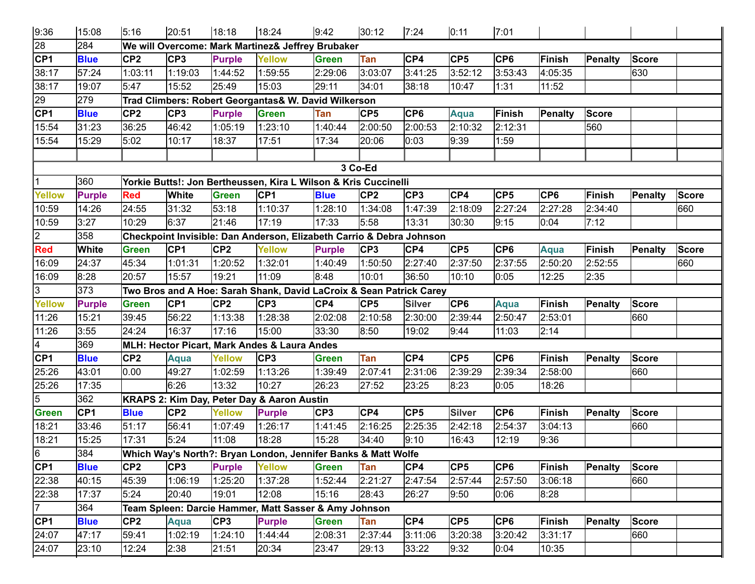| | | | | | | | | | | | | | | |
|---|---|---|---|---|---|---|---|---|---|---|---|---|---|---|
| 9:36 | 15:08 | 5:16 | 20:51 | 18:18 | 18:24 | 9:42 | 30:12 | 7:24 | 0:11 | 7:01 | | | | |
| 28 | 284 | **We will Overcome: Mark Martinez& Jeffrey Brubaker** | | | | | | | | | | | | |
| **CP1** | **Blue** | **CP2** | **CP3** | **Purple** | **Yellow** | **Green** | **Tan** | **CP4** | **CP5** | **CP6** | **Finish** | **Penalty** | **Score** | |
| 38:17 | 57:24 | 1:03:11 | 1:19:03 | 1:44:52 | 1:59:55 | 2:29:06 | 3:03:07 | 3:41:25 | 3:52:12 | 3:53:43 | 4:05:35 | | 630 | |
| 38:17 | 19:07 | 5:47 | 15:52 | 25:49 | 15:03 | 29:11 | 34:01 | 38:18 | 10:47 | 1:31 | 11:52 | | | |
| 29 | 279 | **Trad Climbers: Robert Georgantas& W. David Wilkerson** | | | | | | | | | | | | |
| **CP1** | **Blue** | **CP2** | **CP3** | **Purple** | **Green** | **Tan** | **CP5** | **CP6** | **Aqua** | **Finish** | **Penalty** | **Score** | | |
| 15:54 | 31:23 | 36:25 | 46:42 | 1:05:19 | 1:23:10 | 1:40:44 | 2:00:50 | 2:00:53 | 2:10:32 | 2:12:31 | | 560 | | |
| 15:54 | 15:29 | 5:02 | 10:17 | 18:37 | 17:51 | 17:34 | 20:06 | 0:03 | 9:39 | 1:59 | | | | |
| | | | | | | | | | | | | | | |
| **3 Co-Ed** | | | | | | | | | | | | | | |
| 1 | 360 | **Yorkie Butts!: Jon Bertheussen, Kira L Wilson & Kris Cuccinelli** | | | | | | | | | | | | |
| **Yellow** | **Purple** | **Red** | **White** | **Green** | **CP1** | **Blue** | **CP2** | **CP3** | **CP4** | **CP5** | **CP6** | **Finish** | **Penalty** | **Score** |
| 10:59 | 14:26 | 24:55 | 31:32 | 53:18 | 1:10:37 | 1:28:10 | 1:34:08 | 1:47:39 | 2:18:09 | 2:27:24 | 2:27:28 | 2:34:40 | | 660 |
| 10:59 | 3:27 | 10:29 | 6:37 | 21:46 | 17:19 | 17:33 | 5:58 | 13:31 | 30:30 | 9:15 | 0:04 | 7:12 | | |
| 2 | 358 | **Checkpoint Invisible: Dan Anderson, Elizabeth Carrio & Debra Johnson** | | | | | | | | | | | | |
| **Red** | **White** | **Green** | **CP1** | **CP2** | **Yellow** | **Purple** | **CP3** | **CP4** | **CP5** | **CP6** | **Aqua** | **Finish** | **Penalty** | **Score** |
| 16:09 | 24:37 | 45:34 | 1:01:31 | 1:20:52 | 1:32:01 | 1:40:49 | 1:50:50 | 2:27:40 | 2:37:50 | 2:37:55 | 2:50:20 | 2:52:55 | | 660 |
| 16:09 | 8:28 | 20:57 | 15:57 | 19:21 | 11:09 | 8:48 | 10:01 | 36:50 | 10:10 | 0:05 | 12:25 | 2:35 | | |
| 3 | 373 | **Two Bros and A Hoe: Sarah Shank, David LaCroix & Sean Patrick Carey** | | | | | | | | | | | | |
| **Yellow** | **Purple** | **Green** | **CP1** | **CP2** | **CP3** | **CP4** | **CP5** | **Silver** | **CP6** | **Aqua** | **Finish** | **Penalty** | **Score** | |
| 11:26 | 15:21 | 39:45 | 56:22 | 1:13:38 | 1:28:38 | 2:02:08 | 2:10:58 | 2:30:00 | 2:39:44 | 2:50:47 | 2:53:01 | | 660 | |
| 11:26 | 3:55 | 24:24 | 16:37 | 17:16 | 15:00 | 33:30 | 8:50 | 19:02 | 9:44 | 11:03 | 2:14 | | | |
| 4 | 369 | **MLH: Hector Picart, Mark Andes & Laura Andes** | | | | | | | | | | | | |
| **CP1** | **Blue** | **CP2** | **Aqua** | **Yellow** | **CP3** | **Green** | **Tan** | **CP4** | **CP5** | **CP6** | **Finish** | **Penalty** | **Score** | |
| 25:26 | 43:01 | 0.00 | 49:27 | 1:02:59 | 1:13:26 | 1:39:49 | 2:07:41 | 2:31:06 | 2:39:29 | 2:39:34 | 2:58:00 | | 660 | |
| 25:26 | 17:35 | | 6:26 | 13:32 | 10:27 | 26:23 | 27:52 | 23:25 | 8:23 | 0:05 | 18:26 | | | |
| 5 | 362 | **KRAPS 2: Kim Day, Peter Day & Aaron Austin** | | | | | | | | | | | | |
| **Green** | **CP1** | **Blue** | **CP2** | **Yellow** | **Purple** | **CP3** | **CP4** | **CP5** | **Silver** | **CP6** | **Finish** | **Penalty** | **Score** | |
| 18:21 | 33:46 | 51:17 | 56:41 | 1:07:49 | 1:26:17 | 1:41:45 | 2:16:25 | 2:25:35 | 2:42:18 | 2:54:37 | 3:04:13 | | 660 | |
| 18:21 | 15:25 | 17:31 | 5:24 | 11:08 | 18:28 | 15:28 | 34:40 | 9:10 | 16:43 | 12:19 | 9:36 | | | |
| 6 | 384 | **Which Way's North?: Bryan London, Jennifer Banks & Matt Wolfe** | | | | | | | | | | | | |
| **CP1** | **Blue** | **CP2** | **CP3** | **Purple** | **Yellow** | **Green** | **Tan** | **CP4** | **CP5** | **CP6** | **Finish** | **Penalty** | **Score** | |
| 22:38 | 40:15 | 45:39 | 1:06:19 | 1:25:20 | 1:37:28 | 1:52:44 | 2:21:27 | 2:47:54 | 2:57:44 | 2:57:50 | 3:06:18 | | 660 | |
| 22:38 | 17:37 | 5:24 | 20:40 | 19:01 | 12:08 | 15:16 | 28:43 | 26:27 | 9:50 | 0:06 | 8:28 | | | |
| 7 | 364 | **Team Spleen: Darcie Hammer, Matt Sasser & Amy Johnson** | | | | | | | | | | | | |
| **CP1** | **Blue** | **CP2** | **Aqua** | **CP3** | **Purple** | **Green** | **Tan** | **CP4** | **CP5** | **CP6** | **Finish** | **Penalty** | **Score** | |
| 24:07 | 47:17 | 59:41 | 1:02:19 | 1:24:10 | 1:44:44 | 2:08:31 | 2:37:44 | 3:11:06 | 3:20:38 | 3:20:42 | 3:31:17 | | 660 | |
| 24:07 | 23:10 | 12:24 | 2:38 | 21:51 | 20:34 | 23:47 | 29:13 | 33:22 | 9:32 | 0:04 | 10:35 | | | |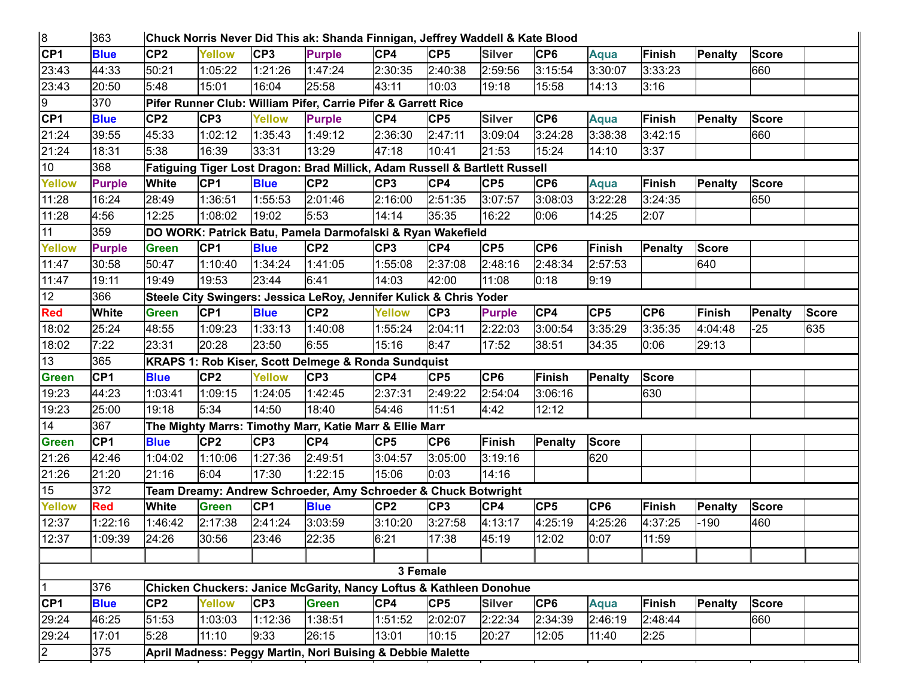| 8 | 363 | Chuck Norris Never Did This ak: Shanda Finnigan, Jeffrey Waddell & Kate Blood | | | | | | | | | | | | |
|---|---|---|---|---|---|---|---|---|---|---|---|---|---|---|
| CP1 | Blue | CP2 | Yellow | CP3 | Purple | CP4 | CP5 | Silver | CP6 | Aqua | Finish | Penalty | Score | |
| 23:43 | 44:33 | 50:21 | 1:05:22 | 1:21:26 | 1:47:24 | 2:30:35 | 2:40:38 | 2:59:56 | 3:15:54 | 3:30:07 | 3:33:23 | | 660 | |
| 23:43 | 20:50 | 5:48 | 15:01 | 16:04 | 25:58 | 43:11 | 10:03 | 19:18 | 15:58 | 14:13 | 3:16 | | | |
| 9 | 370 | Pifer Runner Club: William Pifer, Carrie Pifer & Garrett Rice | | | | | | | | | | | | |
| CP1 | Blue | CP2 | CP3 | Yellow | Purple | CP4 | CP5 | Silver | CP6 | Aqua | Finish | Penalty | Score | |
| 21:24 | 39:55 | 45:33 | 1:02:12 | 1:35:43 | 1:49:12 | 2:36:30 | 2:47:11 | 3:09:04 | 3:24:28 | 3:38:38 | 3:42:15 | | 660 | |
| 21:24 | 18:31 | 5:38 | 16:39 | 33:31 | 13:29 | 47:18 | 10:41 | 21:53 | 15:24 | 14:10 | 3:37 | | | |
| 10 | 368 | Fatiguing Tiger Lost Dragon: Brad Millick, Adam Russell & Bartlett Russell | | | | | | | | | | | | |
| Yellow | Purple | White | CP1 | Blue | CP2 | CP3 | CP4 | CP5 | CP6 | Aqua | Finish | Penalty | Score | |
| 11:28 | 16:24 | 28:49 | 1:36:51 | 1:55:53 | 2:01:46 | 2:16:00 | 2:51:35 | 3:07:57 | 3:08:03 | 3:22:28 | 3:24:35 | | 650 | |
| 11:28 | 4:56 | 12:25 | 1:08:02 | 19:02 | 5:53 | 14:14 | 35:35 | 16:22 | 0:06 | 14:25 | 2:07 | | | |
| 11 | 359 | DO WORK: Patrick Batu, Pamela Darmofalski & Ryan Wakefield | | | | | | | | | | | | |
| Yellow | Purple | Green | CP1 | Blue | CP2 | CP3 | CP4 | CP5 | CP6 | Finish | Penalty | Score | | |
| 11:47 | 30:58 | 50:47 | 1:10:40 | 1:34:24 | 1:41:05 | 1:55:08 | 2:37:08 | 2:48:16 | 2:48:34 | 2:57:53 | | 640 | | |
| 11:47 | 19:11 | 19:49 | 19:53 | 23:44 | 6:41 | 14:03 | 42:00 | 11:08 | 0:18 | 9:19 | | | | |
| 12 | 366 | Steele City Swingers: Jessica LeRoy, Jennifer Kulick & Chris Yoder | | | | | | | | | | | | |
| Red | White | Green | CP1 | Blue | CP2 | Yellow | CP3 | Purple | CP4 | CP5 | CP6 | Finish | Penalty | Score |
| 18:02 | 25:24 | 48:55 | 1:09:23 | 1:33:13 | 1:40:08 | 1:55:24 | 2:04:11 | 2:22:03 | 3:00:54 | 3:35:29 | 3:35:35 | 4:04:48 | -25 | 635 |
| 18:02 | 7:22 | 23:31 | 20:28 | 23:50 | 6:55 | 15:16 | 8:47 | 17:52 | 38:51 | 34:35 | 0:06 | 29:13 | | |
| 13 | 365 | KRAPS 1: Rob Kiser, Scott Delmege & Ronda Sundquist | | | | | | | | | | | | |
| Green | CP1 | Blue | CP2 | Yellow | CP3 | CP4 | CP5 | CP6 | Finish | Penalty | Score | | | |
| 19:23 | 44:23 | 1:03:41 | 1:09:15 | 1:24:05 | 1:42:45 | 2:37:31 | 2:49:22 | 2:54:04 | 3:06:16 | | 630 | | | |
| 19:23 | 25:00 | 19:18 | 5:34 | 14:50 | 18:40 | 54:46 | 11:51 | 4:42 | 12:12 | | | | | |
| 14 | 367 | The Mighty Marrs: Timothy Marr, Katie Marr & Ellie Marr | | | | | | | | | | | | |
| Green | CP1 | Blue | CP2 | CP3 | CP4 | CP5 | CP6 | Finish | Penalty | Score | | | | |
| 21:26 | 42:46 | 1:04:02 | 1:10:06 | 1:27:36 | 2:49:51 | 3:04:57 | 3:05:00 | 3:19:16 | | 620 | | | | |
| 21:26 | 21:20 | 21:16 | 6:04 | 17:30 | 1:22:15 | 15:06 | 0:03 | 14:16 | | | | | | |
| 15 | 372 | Team Dreamy: Andrew Schroeder, Amy Schroeder & Chuck Botwright | | | | | | | | | | | | |
| Yellow | Red | White | Green | CP1 | Blue | CP2 | CP3 | CP4 | CP5 | CP6 | Finish | Penalty | Score | |
| 12:37 | 1:22:16 | 1:46:42 | 2:17:38 | 2:41:24 | 3:03:59 | 3:10:20 | 3:27:58 | 4:13:17 | 4:25:19 | 4:25:26 | 4:37:25 | -190 | 460 | |
| 12:37 | 1:09:39 | 24:26 | 30:56 | 23:46 | 22:35 | 6:21 | 17:38 | 45:19 | 12:02 | 0:07 | 11:59 | | | |
| | | | | | | | | | | | | | | |
| 3 Female | | | | | | | | | | | | | | |
| 1 | 376 | Chicken Chuckers: Janice McGarity, Nancy Loftus & Kathleen Donohue | | | | | | | | | | | | |
| CP1 | Blue | CP2 | Yellow | CP3 | Green | CP4 | CP5 | Silver | CP6 | Aqua | Finish | Penalty | Score | |
| 29:24 | 46:25 | 51:53 | 1:03:03 | 1:12:36 | 1:38:51 | 1:51:52 | 2:02:07 | 2:22:34 | 2:34:39 | 2:46:19 | 2:48:44 | | 660 | |
| 29:24 | 17:01 | 5:28 | 11:10 | 9:33 | 26:15 | 13:01 | 10:15 | 20:27 | 12:05 | 11:40 | 2:25 | | | |
| 2 | 375 | April Madness: Peggy Martin, Nori Buising & Debbie Malette | | | | | | | | | | | | |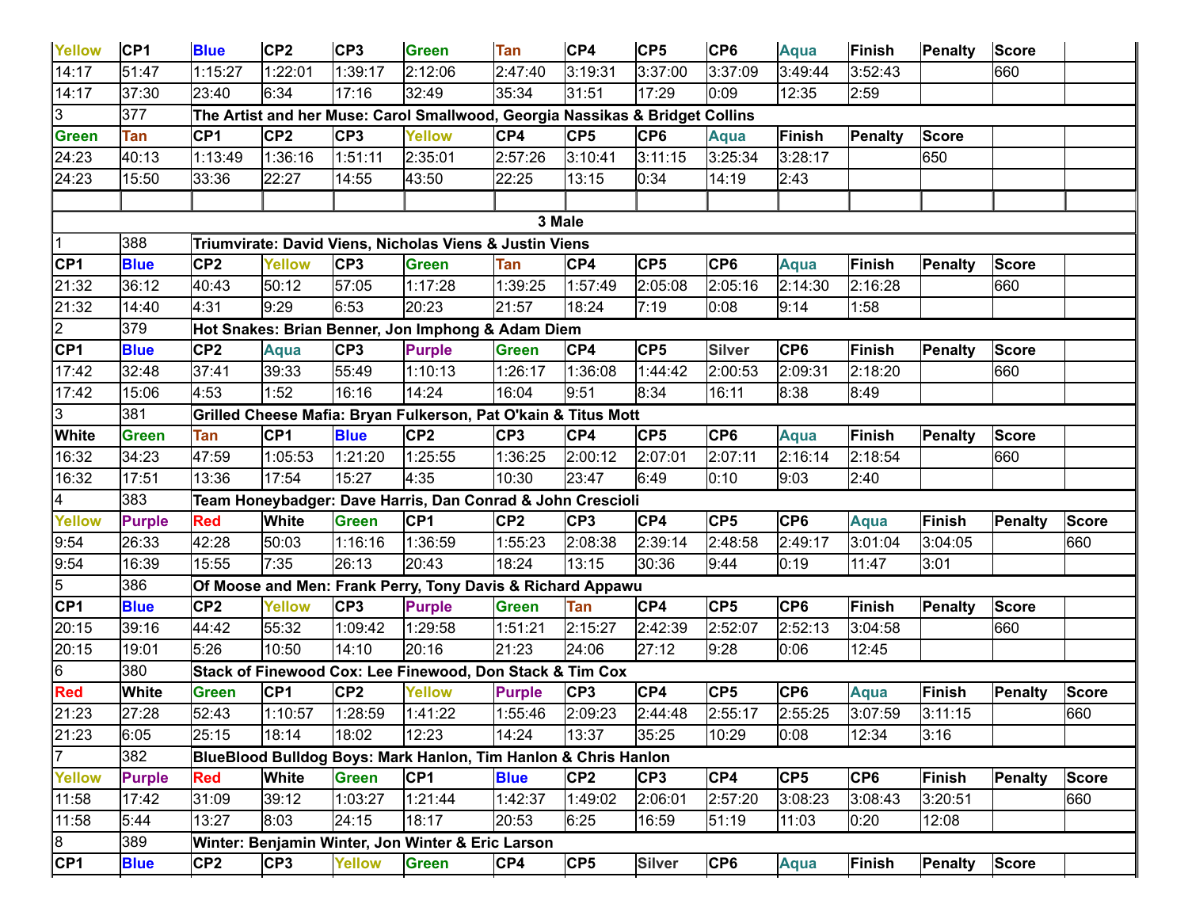| | | | | | | | | | | | | | | |
|---|---|---|---|---|---|---|---|---|---|---|---|---|---|---|
| Yellow | CP1 | Blue | CP2 | CP3 | Green | Tan | CP4 | CP5 | CP6 | Aqua | Finish | Penalty | Score | |
| 14:17 | 51:47 | 1:15:27 | 1:22:01 | 1:39:17 | 2:12:06 | 2:47:40 | 3:19:31 | 3:37:00 | 3:37:09 | 3:49:44 | 3:52:43 | | 660 | |
| 14:17 | 37:30 | 23:40 | 6:34 | 17:16 | 32:49 | 35:34 | 31:51 | 17:29 | 0:09 | 12:35 | 2:59 | | | |
| 3 | 377 | The Artist and her Muse: Carol Smallwood, Georgia Nassikas & Bridget Collins | | | | | | | | | | | | |
| Green | Tan | CP1 | CP2 | CP3 | Yellow | CP4 | CP5 | CP6 | Aqua | Finish | Penalty | Score | | |
| 24:23 | 40:13 | 1:13:49 | 1:36:16 | 1:51:11 | 2:35:01 | 2:57:26 | 3:10:41 | 3:11:15 | 3:25:34 | 3:28:17 | | 650 | | |
| 24:23 | 15:50 | 33:36 | 22:27 | 14:55 | 43:50 | 22:25 | 13:15 | 0:34 | 14:19 | 2:43 | | | | |
| | | | | | | | | | | | | | | |
| **3 Male** | | | | | | | | | | | | | | |
| 1 | 388 | Triumvirate: David Viens, Nicholas Viens & Justin Viens | | | | | | | | | | | | |
| CP1 | Blue | CP2 | Yellow | CP3 | Green | Tan | CP4 | CP5 | CP6 | Aqua | Finish | Penalty | Score | |
| 21:32 | 36:12 | 40:43 | 50:12 | 57:05 | 1:17:28 | 1:39:25 | 1:57:49 | 2:05:08 | 2:05:16 | 2:14:30 | 2:16:28 | | 660 | |
| 21:32 | 14:40 | 4:31 | 9:29 | 6:53 | 20:23 | 21:57 | 18:24 | 7:19 | 0:08 | 9:14 | 1:58 | | | |
| 2 | 379 | Hot Snakes: Brian Benner, Jon Imphong & Adam Diem | | | | | | | | | | | | |
| CP1 | Blue | CP2 | Aqua | CP3 | Purple | Green | CP4 | CP5 | Silver | CP6 | Finish | Penalty | Score | |
| 17:42 | 32:48 | 37:41 | 39:33 | 55:49 | 1:10:13 | 1:26:17 | 1:36:08 | 1:44:42 | 2:00:53 | 2:09:31 | 2:18:20 | | 660 | |
| 17:42 | 15:06 | 4:53 | 1:52 | 16:16 | 14:24 | 16:04 | 9:51 | 8:34 | 16:11 | 8:38 | 8:49 | | | |
| 3 | 381 | Grilled Cheese Mafia: Bryan Fulkerson, Pat O'kain & Titus Mott | | | | | | | | | | | | |
| White | Green | Tan | CP1 | Blue | CP2 | CP3 | CP4 | CP5 | CP6 | Aqua | Finish | Penalty | Score | |
| 16:32 | 34:23 | 47:59 | 1:05:53 | 1:21:20 | 1:25:55 | 1:36:25 | 2:00:12 | 2:07:01 | 2:07:11 | 2:16:14 | 2:18:54 | | 660 | |
| 16:32 | 17:51 | 13:36 | 17:54 | 15:27 | 4:35 | 10:30 | 23:47 | 6:49 | 0:10 | 9:03 | 2:40 | | | |
| 4 | 383 | Team Honeybadger: Dave Harris, Dan Conrad & John Crescioli | | | | | | | | | | | | |
| Yellow | Purple | Red | White | Green | CP1 | CP2 | CP3 | CP4 | CP5 | CP6 | Aqua | Finish | Penalty | Score |
| 9:54 | 26:33 | 42:28 | 50:03 | 1:16:16 | 1:36:59 | 1:55:23 | 2:08:38 | 2:39:14 | 2:48:58 | 2:49:17 | 3:01:04 | 3:04:05 | | 660 |
| 9:54 | 16:39 | 15:55 | 7:35 | 26:13 | 20:43 | 18:24 | 13:15 | 30:36 | 9:44 | 0:19 | 11:47 | 3:01 | | |
| 5 | 386 | Of Moose and Men: Frank Perry, Tony Davis & Richard Appawu | | | | | | | | | | | | |
| CP1 | Blue | CP2 | Yellow | CP3 | Purple | Green | Tan | CP4 | CP5 | CP6 | Finish | Penalty | Score | |
| 20:15 | 39:16 | 44:42 | 55:32 | 1:09:42 | 1:29:58 | 1:51:21 | 2:15:27 | 2:42:39 | 2:52:07 | 2:52:13 | 3:04:58 | | 660 | |
| 20:15 | 19:01 | 5:26 | 10:50 | 14:10 | 20:16 | 21:23 | 24:06 | 27:12 | 9:28 | 0:06 | 12:45 | | | |
| 6 | 380 | Stack of Finewood Cox: Lee Finewood, Don Stack & Tim Cox | | | | | | | | | | | | |
| Red | White | Green | CP1 | CP2 | Yellow | Purple | CP3 | CP4 | CP5 | CP6 | Aqua | Finish | Penalty | Score |
| 21:23 | 27:28 | 52:43 | 1:10:57 | 1:28:59 | 1:41:22 | 1:55:46 | 2:09:23 | 2:44:48 | 2:55:17 | 2:55:25 | 3:07:59 | 3:11:15 | | 660 |
| 21:23 | 6:05 | 25:15 | 18:14 | 18:02 | 12:23 | 14:24 | 13:37 | 35:25 | 10:29 | 0:08 | 12:34 | 3:16 | | |
| 7 | 382 | BlueBlood Bulldog Boys: Mark Hanlon, Tim Hanlon & Chris Hanlon | | | | | | | | | | | | |
| Yellow | Purple | Red | White | Green | CP1 | Blue | CP2 | CP3 | CP4 | CP5 | CP6 | Finish | Penalty | Score |
| 11:58 | 17:42 | 31:09 | 39:12 | 1:03:27 | 1:21:44 | 1:42:37 | 1:49:02 | 2:06:01 | 2:57:20 | 3:08:23 | 3:08:43 | 3:20:51 | | 660 |
| 11:58 | 5:44 | 13:27 | 8:03 | 24:15 | 18:17 | 20:53 | 6:25 | 16:59 | 51:19 | 11:03 | 0:20 | 12:08 | | |
| 8 | 389 | Winter: Benjamin Winter, Jon Winter & Eric Larson | | | | | | | | | | | | |
| CP1 | Blue | CP2 | CP3 | Yellow | Green | CP4 | CP5 | Silver | CP6 | Aqua | Finish | Penalty | Score | |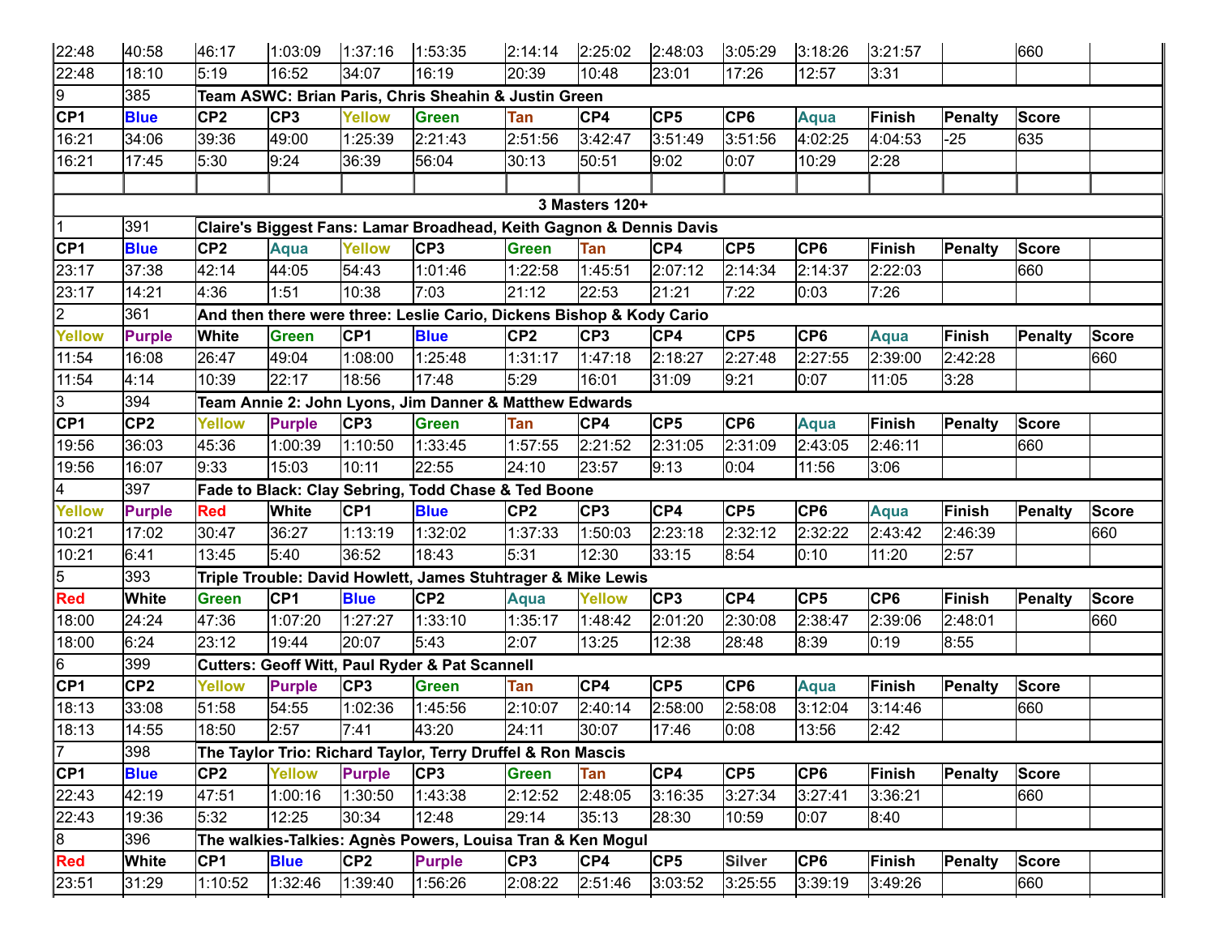| | | | | | | | | | | | | | | |
|---|---|---|---|---|---|---|---|---|---|---|---|---|---|---|
| 22:48 | 40:58 | 46:17 | 1:03:09 | 1:37:16 | 1:53:35 | 2:14:14 | 2:25:02 | 2:48:03 | 3:05:29 | 3:18:26 | 3:21:57 | | 660 | |
| 22:48 | 18:10 | 5:19 | 16:52 | 34:07 | 16:19 | 20:39 | 10:48 | 23:01 | 17:26 | 12:57 | 3:31 | | | |
| 9 | 385 | **Team ASWC: Brian Paris, Chris Sheahin & Justin Green** | | | | | | | | | | | | |
| **CP1** | **Blue** | **CP2** | **CP3** | **Yellow** | **Green** | **Tan** | **CP4** | **CP5** | **CP6** | **Aqua** | **Finish** | **Penalty** | **Score** | |
| 16:21 | 34:06 | 39:36 | 49:00 | 1:25:39 | 2:21:43 | 2:51:56 | 3:42:47 | 3:51:49 | 3:51:56 | 4:02:25 | 4:04:53 | -25 | 635 | |
| 16:21 | 17:45 | 5:30 | 9:24 | 36:39 | 56:04 | 30:13 | 50:51 | 9:02 | 0:07 | 10:29 | 2:28 | | | |
| | | | | | | | | | | | | | | |
| **3 Masters 120+** | | | | | | | | | | | | | | |
| 1 | 391 | **Claire's Biggest Fans: Lamar Broadhead, Keith Gagnon & Dennis Davis** | | | | | | | | | | | | |
| **CP1** | **Blue** | **CP2** | **Aqua** | **Yellow** | **CP3** | **Green** | **Tan** | **CP4** | **CP5** | **CP6** | **Finish** | **Penalty** | **Score** | |
| 23:17 | 37:38 | 42:14 | 44:05 | 54:43 | 1:01:46 | 1:22:58 | 1:45:51 | 2:07:12 | 2:14:34 | 2:14:37 | 2:22:03 | | 660 | |
| 23:17 | 14:21 | 4:36 | 1:51 | 10:38 | 7:03 | 21:12 | 22:53 | 21:21 | 7:22 | 0:03 | 7:26 | | | |
| 2 | 361 | **And then there were three: Leslie Cario, Dickens Bishop & Kody Cario** | | | | | | | | | | | | |
| **Yellow** | **Purple** | **White** | **Green** | **CP1** | **Blue** | **CP2** | **CP3** | **CP4** | **CP5** | **CP6** | **Aqua** | **Finish** | **Penalty** | **Score** |
| 11:54 | 16:08 | 26:47 | 49:04 | 1:08:00 | 1:25:48 | 1:31:17 | 1:47:18 | 2:18:27 | 2:27:48 | 2:27:55 | 2:39:00 | 2:42:28 | | 660 |
| 11:54 | 4:14 | 10:39 | 22:17 | 18:56 | 17:48 | 5:29 | 16:01 | 31:09 | 9:21 | 0:07 | 11:05 | 3:28 | | |
| 3 | 394 | **Team Annie 2: John Lyons, Jim Danner & Matthew Edwards** | | | | | | | | | | | | |
| **CP1** | **CP2** | **Yellow** | **Purple** | **CP3** | **Green** | **Tan** | **CP4** | **CP5** | **CP6** | **Aqua** | **Finish** | **Penalty** | **Score** | |
| 19:56 | 36:03 | 45:36 | 1:00:39 | 1:10:50 | 1:33:45 | 1:57:55 | 2:21:52 | 2:31:05 | 2:31:09 | 2:43:05 | 2:46:11 | | 660 | |
| 19:56 | 16:07 | 9:33 | 15:03 | 10:11 | 22:55 | 24:10 | 23:57 | 9:13 | 0:04 | 11:56 | 3:06 | | | |
| 4 | 397 | **Fade to Black: Clay Sebring, Todd Chase & Ted Boone** | | | | | | | | | | | | |
| **Yellow** | **Purple** | **Red** | **White** | **CP1** | **Blue** | **CP2** | **CP3** | **CP4** | **CP5** | **CP6** | **Aqua** | **Finish** | **Penalty** | **Score** |
| 10:21 | 17:02 | 30:47 | 36:27 | 1:13:19 | 1:32:02 | 1:37:33 | 1:50:03 | 2:23:18 | 2:32:12 | 2:32:22 | 2:43:42 | 2:46:39 | | 660 |
| 10:21 | 6:41 | 13:45 | 5:40 | 36:52 | 18:43 | 5:31 | 12:30 | 33:15 | 8:54 | 0:10 | 11:20 | 2:57 | | |
| 5 | 393 | **Triple Trouble: David Howlett, James Stuhtrager & Mike Lewis** | | | | | | | | | | | | |
| **Red** | **White** | **Green** | **CP1** | **Blue** | **CP2** | **Aqua** | **Yellow** | **CP3** | **CP4** | **CP5** | **CP6** | **Finish** | **Penalty** | **Score** |
| 18:00 | 24:24 | 47:36 | 1:07:20 | 1:27:27 | 1:33:10 | 1:35:17 | 1:48:42 | 2:01:20 | 2:30:08 | 2:38:47 | 2:39:06 | 2:48:01 | | 660 |
| 18:00 | 6:24 | 23:12 | 19:44 | 20:07 | 5:43 | 2:07 | 13:25 | 12:38 | 28:48 | 8:39 | 0:19 | 8:55 | | |
| 6 | 399 | **Cutters: Geoff Witt, Paul Ryder & Pat Scannell** | | | | | | | | | | | | |
| **CP1** | **CP2** | **Yellow** | **Purple** | **CP3** | **Green** | **Tan** | **CP4** | **CP5** | **CP6** | **Aqua** | **Finish** | **Penalty** | **Score** | |
| 18:13 | 33:08 | 51:58 | 54:55 | 1:02:36 | 1:45:56 | 2:10:07 | 2:40:14 | 2:58:00 | 2:58:08 | 3:12:04 | 3:14:46 | | 660 | |
| 18:13 | 14:55 | 18:50 | 2:57 | 7:41 | 43:20 | 24:11 | 30:07 | 17:46 | 0:08 | 13:56 | 2:42 | | | |
| 7 | 398 | **The Taylor Trio: Richard Taylor, Terry Druffel & Ron Mascis** | | | | | | | | | | | | |
| **CP1** | **Blue** | **CP2** | **Yellow** | **Purple** | **CP3** | **Green** | **Tan** | **CP4** | **CP5** | **CP6** | **Finish** | **Penalty** | **Score** | |
| 22:43 | 42:19 | 47:51 | 1:00:16 | 1:30:50 | 1:43:38 | 2:12:52 | 2:48:05 | 3:16:35 | 3:27:34 | 3:27:41 | 3:36:21 | | 660 | |
| 22:43 | 19:36 | 5:32 | 12:25 | 30:34 | 12:48 | 29:14 | 35:13 | 28:30 | 10:59 | 0:07 | 8:40 | | | |
| 8 | 396 | **The walkies-Talkies: Agnès Powers, Louisa Tran & Ken Mogul** | | | | | | | | | | | | |
| **Red** | **White** | **CP1** | **Blue** | **CP2** | **Purple** | **CP3** | **CP4** | **CP5** | **Silver** | **CP6** | **Finish** | **Penalty** | **Score** | |
| 23:51 | 31:29 | 1:10:52 | 1:32:46 | 1:39:40 | 1:56:26 | 2:08:22 | 2:51:46 | 3:03:52 | 3:25:55 | 3:39:19 | 3:49:26 | | 660 | |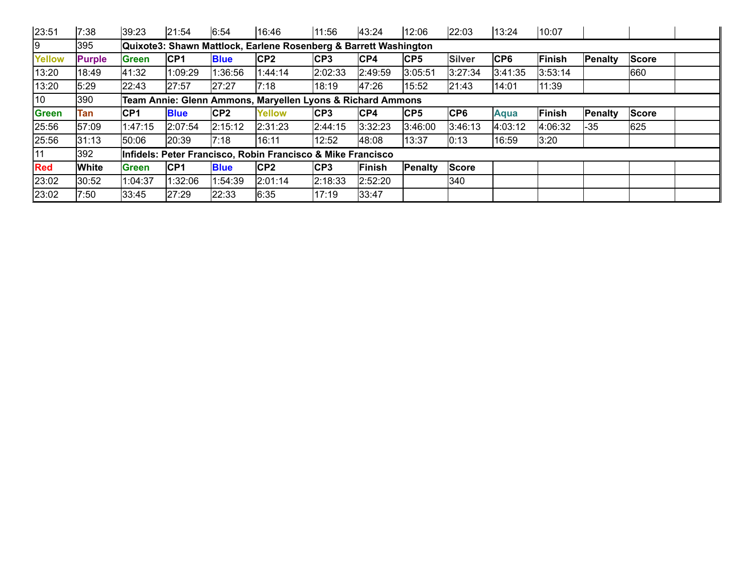| | | | | | | | | | | | | | | |
|---|---|---|---|---|---|---|---|---|---|---|---|---|---|---|
| 23:51 | 7:38 | 39:23 | 21:54 | 6:54 | 16:46 | 11:56 | 43:24 | 12:06 | 22:03 | 13:24 | 10:07 | | | |
| 9 | 395 | **Quixote3: Shawn Mattlock, Earlene Rosenberg & Barrett Washington** | | | | | | | | | | | | |
| **Yellow** | **Purple** | **Green** | **CP1** | **Blue** | **CP2** | **CP3** | **CP4** | **CP5** | **Silver** | **CP6** | **Finish** | **Penalty** | **Score** | |
| 13:20 | 18:49 | 41:32 | 1:09:29 | 1:36:56 | 1:44:14 | 2:02:33 | 2:49:59 | 3:05:51 | 3:27:34 | 3:41:35 | 3:53:14 | | 660 | |
| 13:20 | 5:29 | 22:43 | 27:57 | 27:27 | 7:18 | 18:19 | 47:26 | 15:52 | 21:43 | 14:01 | 11:39 | | | |
| 10 | 390 | **Team Annie: Glenn Ammons, Maryellen Lyons & Richard Ammons** | | | | | | | | | | | | |
| **Green** | **Tan** | **CP1** | **Blue** | **CP2** | **Yellow** | **CP3** | **CP4** | **CP5** | **CP6** | **Aqua** | **Finish** | **Penalty** | **Score** | |
| 25:56 | 57:09 | 1:47:15 | 2:07:54 | 2:15:12 | 2:31:23 | 2:44:15 | 3:32:23 | 3:46:00 | 3:46:13 | 4:03:12 | 4:06:32 | -35 | 625 | |
| 25:56 | 31:13 | 50:06 | 20:39 | 7:18 | 16:11 | 12:52 | 48:08 | 13:37 | 0:13 | 16:59 | 3:20 | | | |
| 11 | 392 | **Infidels: Peter Francisco, Robin Francisco & Mike Francisco** | | | | | | | | | | | | |
| **Red** | **White** | **Green** | **CP1** | **Blue** | **CP2** | **CP3** | **Finish** | **Penalty** | **Score** | | | | | |
| 23:02 | 30:52 | 1:04:37 | 1:32:06 | 1:54:39 | 2:01:14 | 2:18:33 | 2:52:20 | | 340 | | | | | |
| 23:02 | 7:50 | 33:45 | 27:29 | 22:33 | 6:35 | 17:19 | 33:47 | | | | | | | |